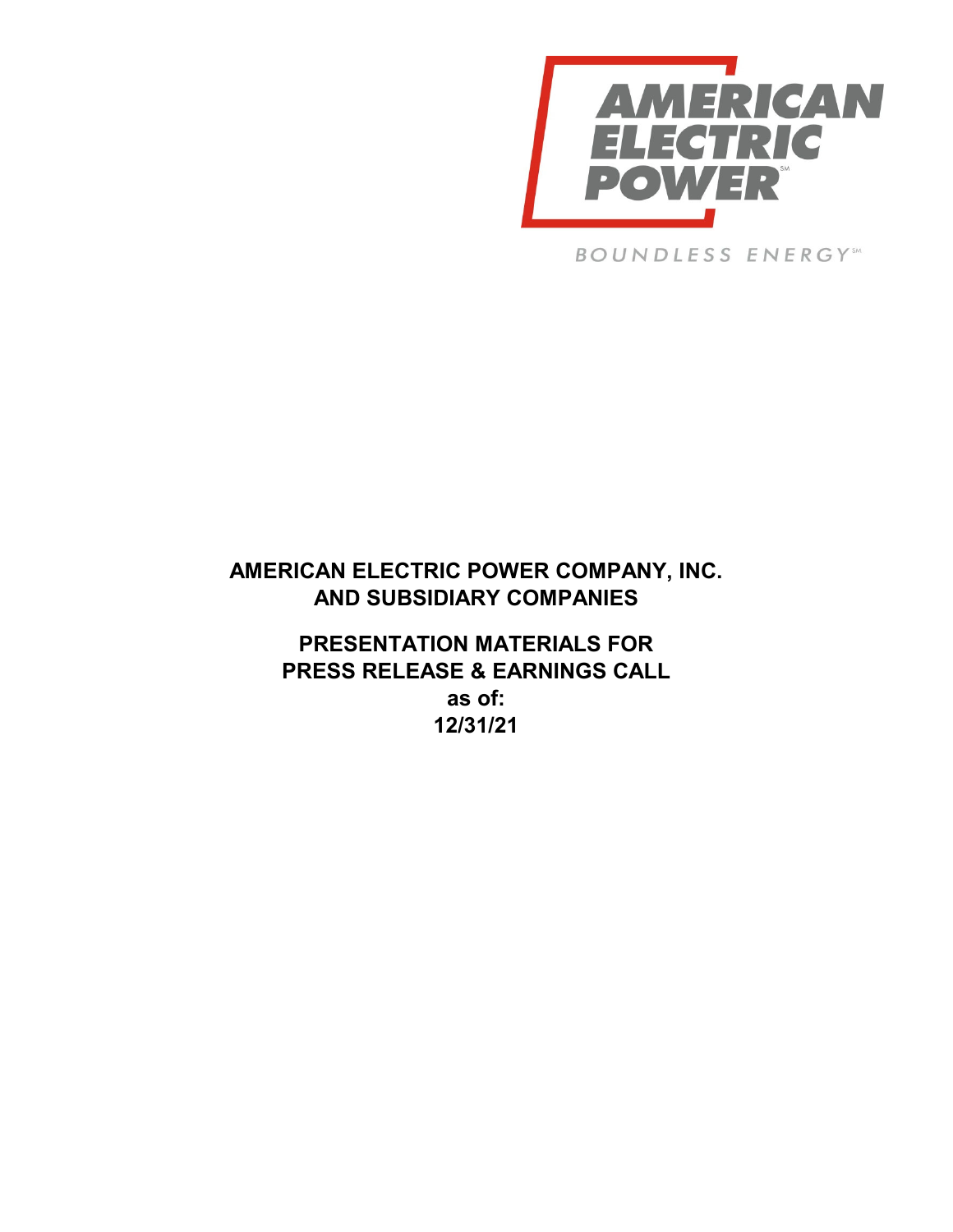AMERICAN ELECTRIC POWER

BOUNDLESS ENERGY

# AMERICAN ELECTRIC POWER COMPANY, INC. AND SUBSIDIARY COMPANIES

## PRESENTATION MATERIALS FOR PRESS RELEASE & EARNINGS CALL

**as of:**

**12/31/21**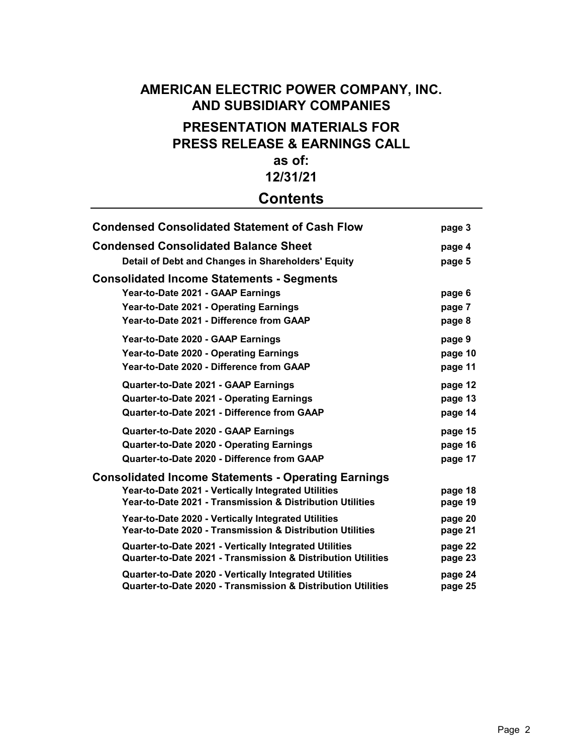# AMERICAN ELECTRIC POWER COMPANY, INC.
# AND SUBSIDIARY COMPANIES

## PRESENTATION MATERIALS FOR
## PRESS RELEASE & EARNINGS CALL
## as of:
## 12/31/21

## Contents

| | |
|---|---|
| **Condensed Consolidated Statement of Cash Flow** | **page 3** |
| **Condensed Consolidated Balance Sheet** | **page 4** |
| **Detail of Debt and Changes in Shareholders' Equity** | **page 5** |
| **Consolidated Income Statements - Segments** | |
| **Year-to-Date 2021 - GAAP Earnings** | **page 6** |
| **Year-to-Date 2021 - Operating Earnings** | **page 7** |
| **Year-to-Date 2021 - Difference from GAAP** | **page 8** |
| **Year-to-Date 2020 - GAAP Earnings** | **page 9** |
| **Year-to-Date 2020 - Operating Earnings** | **page 10** |
| **Year-to-Date 2020 - Difference from GAAP** | **page 11** |
| **Quarter-to-Date 2021 - GAAP Earnings** | **page 12** |
| **Quarter-to-Date 2021 - Operating Earnings** | **page 13** |
| **Quarter-to-Date 2021 - Difference from GAAP** | **page 14** |
| **Quarter-to-Date 2020 - GAAP Earnings** | **page 15** |
| **Quarter-to-Date 2020 - Operating Earnings** | **page 16** |
| **Quarter-to-Date 2020 - Difference from GAAP** | **page 17** |
| **Consolidated Income Statements - Operating Earnings** | |
| **Year-to-Date 2021 - Vertically Integrated Utilities** | **page 18** |
| **Year-to-Date 2021 - Transmission & Distribution Utilities** | **page 19** |
| **Year-to-Date 2020 - Vertically Integrated Utilities** | **page 20** |
| **Year-to-Date 2020 - Transmission & Distribution Utilities** | **page 21** |
| **Quarter-to-Date 2021 - Vertically Integrated Utilities** | **page 22** |
| **Quarter-to-Date 2021 - Transmission & Distribution Utilities** | **page 23** |
| **Quarter-to-Date 2020 - Vertically Integrated Utilities** | **page 24** |
| **Quarter-to-Date 2020 - Transmission & Distribution Utilities** | **page 25** |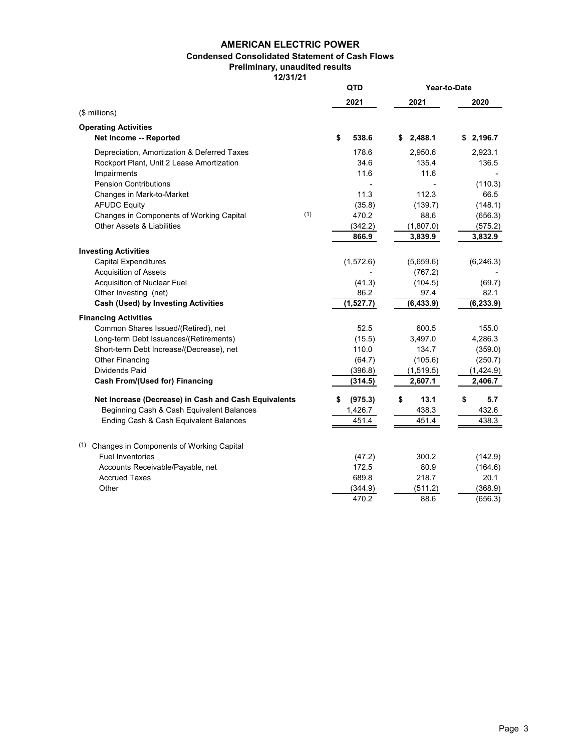# AMERICAN ELECTRIC POWER

## Condensed Consolidated Statement of Cash Flows

**Preliminary, unaudited results**

**12/31/21**

| ($ millions) | QTD 2021 | Year-to-Date 2021 | Year-to-Date 2020 |
|---|---|---|---|
| **Operating Activities** | | | |
| **Net Income -- Reported** | **$ 538.6** | **$ 2,488.1** | **$ 2,196.7** |
| Depreciation, Amortization & Deferred Taxes | 178.6 | 2,950.6 | 2,923.1 |
| Rockport Plant, Unit 2 Lease Amortization | 34.6 | 135.4 | 136.5 |
| Impairments | 11.6 | 11.6 | - |
| Pension Contributions | - | - | (110.3) |
| Changes in Mark-to-Market | 11.3 | 112.3 | 66.5 |
| AFUDC Equity | (35.8) | (139.7) | (148.1) |
| Changes in Components of Working Capital (1) | 470.2 | 88.6 | (656.3) |
| Other Assets & Liabilities | (342.2) | (1,807.0) | (575.2) |
| | **866.9** | **3,839.9** | **3,832.9** |
| **Investing Activities** | | | |
| Capital Expenditures | (1,572.6) | (5,659.6) | (6,246.3) |
| Acquisition of Assets | - | (767.2) | - |
| Acquisition of Nuclear Fuel | (41.3) | (104.5) | (69.7) |
| Other Investing (net) | 86.2 | 97.4 | 82.1 |
| **Cash (Used) by Investing Activities** | **(1,527.7)** | **(6,433.9)** | **(6,233.9)** |
| **Financing Activities** | | | |
| Common Shares Issued/(Retired), net | 52.5 | 600.5 | 155.0 |
| Long-term Debt Issuances/(Retirements) | (15.5) | 3,497.0 | 4,286.3 |
| Short-term Debt Increase/(Decrease), net | 110.0 | 134.7 | (359.0) |
| Other Financing | (64.7) | (105.6) | (250.7) |
| Dividends Paid | (396.8) | (1,519.5) | (1,424.9) |
| **Cash From/(Used for) Financing** | **(314.5)** | **2,607.1** | **2,406.7** |
| **Net Increase (Decrease) in Cash and Cash Equivalents** | **$ (975.3)** | **$ 13.1** | **$ 5.7** |
| Beginning Cash & Cash Equivalent Balances | 1,426.7 | 438.3 | 432.6 |
| Ending Cash & Cash Equivalent Balances | 451.4 | 451.4 | 438.3 |

(1) Changes in Components of Working Capital

| | QTD 2021 | Year-to-Date 2021 | Year-to-Date 2020 |
|---|---|---|---|
| Fuel Inventories | (47.2) | 300.2 | (142.9) |
| Accounts Receivable/Payable, net | 172.5 | 80.9 | (164.6) |
| Accrued Taxes | 689.8 | 218.7 | 20.1 |
| Other | (344.9) | (511.2) | (368.9) |
| | 470.2 | 88.6 | (656.3) |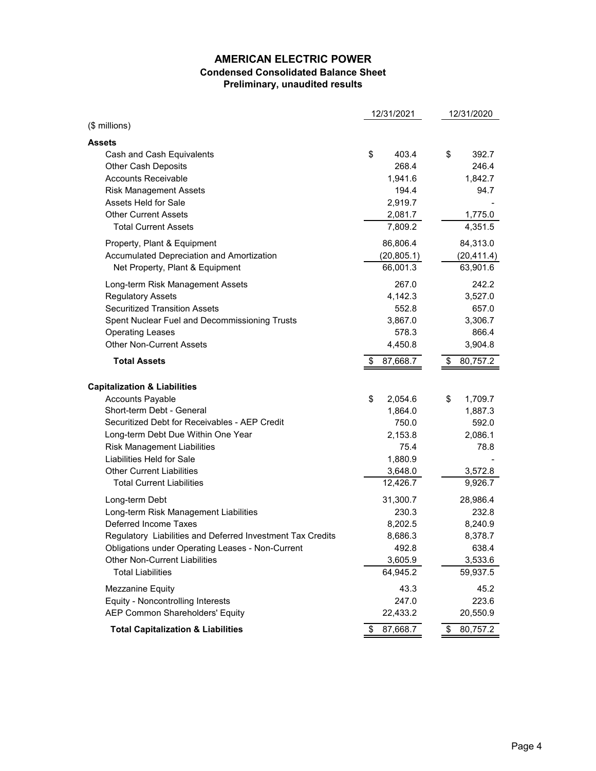# AMERICAN ELECTRIC POWER

## Condensed Consolidated Balance Sheet

### Preliminary, unaudited results

| ($ millions) | 12/31/2021 | 12/31/2020 |
|---|---|---|
| **Assets** | | |
| Cash and Cash Equivalents | $ 403.4 | $ 392.7 |
| Other Cash Deposits | 268.4 | 246.4 |
| Accounts Receivable | 1,941.6 | 1,842.7 |
| Risk Management Assets | 194.4 | 94.7 |
| Assets Held for Sale | 2,919.7 | - |
| Other Current Assets | 2,081.7 | 1,775.0 |
| Total Current Assets | 7,809.2 | 4,351.5 |
| Property, Plant & Equipment | 86,806.4 | 84,313.0 |
| Accumulated Depreciation and Amortization | (20,805.1) | (20,411.4) |
| Net Property, Plant & Equipment | 66,001.3 | 63,901.6 |
| Long-term Risk Management Assets | 267.0 | 242.2 |
| Regulatory Assets | 4,142.3 | 3,527.0 |
| Securitized Transition Assets | 552.8 | 657.0 |
| Spent Nuclear Fuel and Decommissioning Trusts | 3,867.0 | 3,306.7 |
| Operating Leases | 578.3 | 866.4 |
| Other Non-Current Assets | 4,450.8 | 3,904.8 |
| **Total Assets** | $ 87,668.7 | $ 80,757.2 |
| **Capitalization & Liabilities** | | |
| Accounts Payable | $ 2,054.6 | $ 1,709.7 |
| Short-term Debt - General | 1,864.0 | 1,887.3 |
| Securitized Debt for Receivables - AEP Credit | 750.0 | 592.0 |
| Long-term Debt Due Within One Year | 2,153.8 | 2,086.1 |
| Risk Management Liabilities | 75.4 | 78.8 |
| Liabilities Held for Sale | 1,880.9 | - |
| Other Current Liabilities | 3,648.0 | 3,572.8 |
| Total Current Liabilities | 12,426.7 | 9,926.7 |
| Long-term Debt | 31,300.7 | 28,986.4 |
| Long-term Risk Management Liabilities | 230.3 | 232.8 |
| Deferred Income Taxes | 8,202.5 | 8,240.9 |
| Regulatory Liabilities and Deferred Investment Tax Credits | 8,686.3 | 8,378.7 |
| Obligations under Operating Leases - Non-Current | 492.8 | 638.4 |
| Other Non-Current Liabilities | 3,605.9 | 3,533.6 |
| Total Liabilities | 64,945.2 | 59,937.5 |
| Mezzanine Equity | 43.3 | 45.2 |
| Equity - Noncontrolling Interests | 247.0 | 223.6 |
| AEP Common Shareholders' Equity | 22,433.2 | 20,550.9 |
| **Total Capitalization & Liabilities** | $ 87,668.7 | $ 80,757.2 |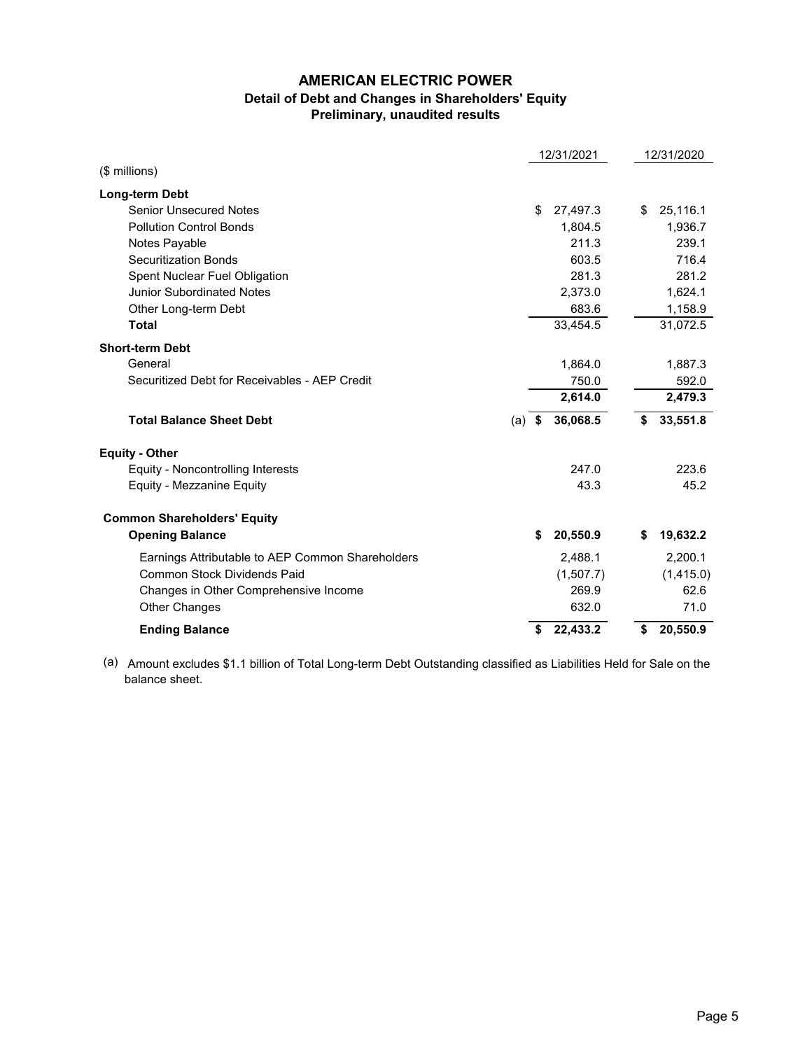# AMERICAN ELECTRIC POWER

## Detail of Debt and Changes in Shareholders' Equity

### Preliminary, unaudited results

| ($ millions) | 12/31/2021 | 12/31/2020 |
|---|---|---|
| **Long-term Debt** | | |
| Senior Unsecured Notes | $ 27,497.3 | $ 25,116.1 |
| Pollution Control Bonds | 1,804.5 | 1,936.7 |
| Notes Payable | 211.3 | 239.1 |
| Securitization Bonds | 603.5 | 716.4 |
| Spent Nuclear Fuel Obligation | 281.3 | 281.2 |
| Junior Subordinated Notes | 2,373.0 | 1,624.1 |
| Other Long-term Debt | 683.6 | 1,158.9 |
| **Total** | 33,454.5 | 31,072.5 |
| **Short-term Debt** | | |
| General | 1,864.0 | 1,887.3 |
| Securitized Debt for Receivables - AEP Credit | 750.0 | 592.0 |
| | **2,614.0** | **2,479.3** |
| **Total Balance Sheet Debt** | (a) **$ 36,068.5** | **$ 33,551.8** |
| **Equity - Other** | | |
| Equity - Noncontrolling Interests | 247.0 | 223.6 |
| Equity - Mezzanine Equity | 43.3 | 45.2 |
| **Common Shareholders' Equity** | | |
| **Opening Balance** | **$ 20,550.9** | **$ 19,632.2** |
| Earnings Attributable to AEP Common Shareholders | 2,488.1 | 2,200.1 |
| Common Stock Dividends Paid | (1,507.7) | (1,415.0) |
| Changes in Other Comprehensive Income | 269.9 | 62.6 |
| Other Changes | 632.0 | 71.0 |
| **Ending Balance** | **$ 22,433.2** | **$ 20,550.9** |

(a) Amount excludes $1.1 billion of Total Long-term Debt Outstanding classified as Liabilities Held for Sale on the balance sheet.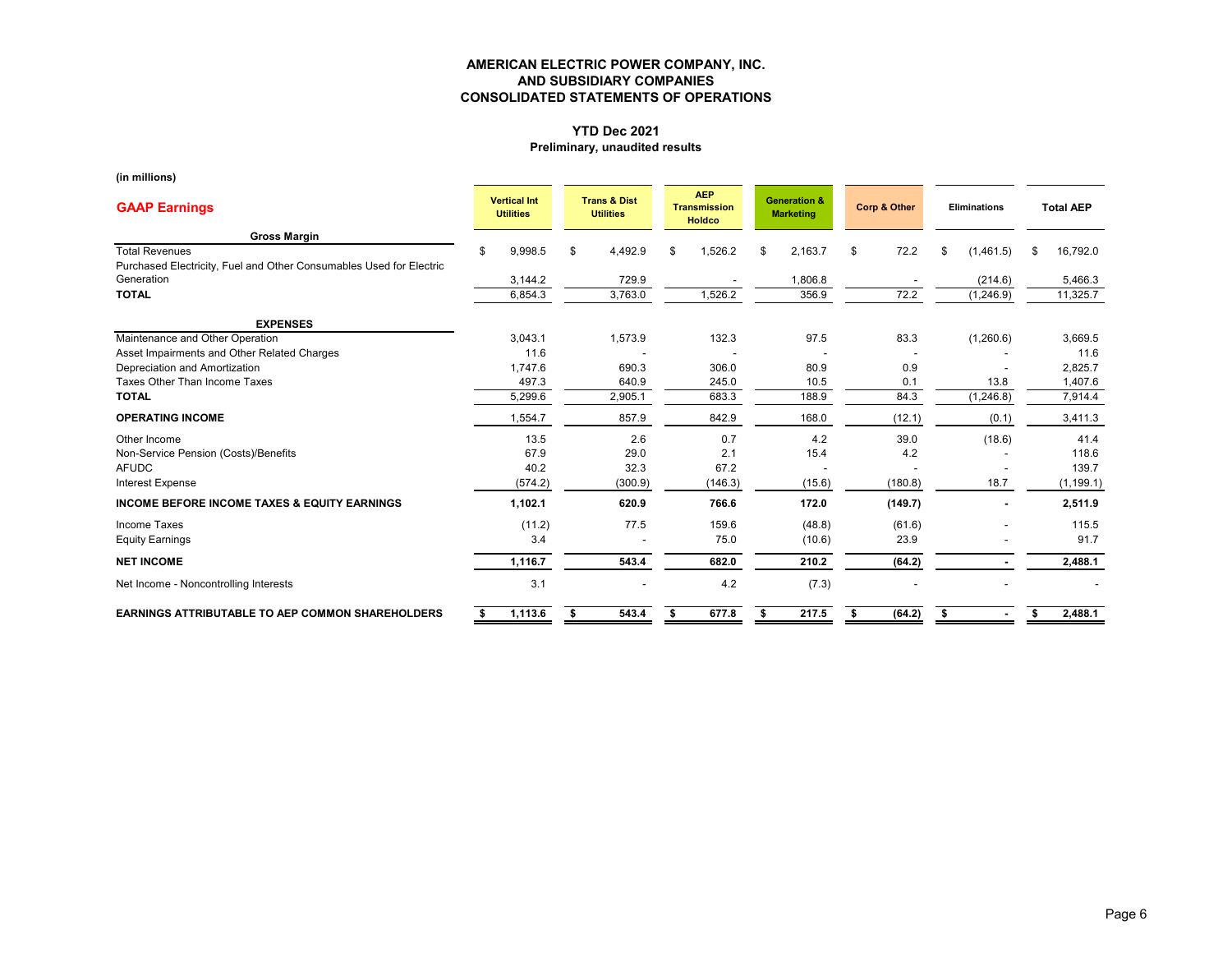# AMERICAN ELECTRIC POWER COMPANY, INC.
## AND SUBSIDIARY COMPANIES
## CONSOLIDATED STATEMENTS OF OPERATIONS

**YTD Dec 2021**
**Preliminary, unaudited results**

**(in millions)**

| GAAP Earnings | Vertical Int Utilities | Trans & Dist Utilities | AEP Transmission Holdco | Generation & Marketing | Corp & Other | Eliminations | Total AEP |
|---|---|---|---|---|---|---|---|
| **Gross Margin** | | | | | | | |
| Total Revenues | $ 9,998.5 | $ 4,492.9 | $ 1,526.2 | $ 2,163.7 | $ 72.2 | $ (1,461.5) | $ 16,792.0 |
| Purchased Electricity, Fuel and Other Consumables Used for Electric Generation | 3,144.2 | 729.9 | - | 1,806.8 | - | (214.6) | 5,466.3 |
| **TOTAL** | 6,854.3 | 3,763.0 | 1,526.2 | 356.9 | 72.2 | (1,246.9) | 11,325.7 |
| **EXPENSES** | | | | | | | |
| Maintenance and Other Operation | 3,043.1 | 1,573.9 | 132.3 | 97.5 | 83.3 | (1,260.6) | 3,669.5 |
| Asset Impairments and Other Related Charges | 11.6 | - | - | - | - | - | 11.6 |
| Depreciation and Amortization | 1,747.6 | 690.3 | 306.0 | 80.9 | 0.9 | - | 2,825.7 |
| Taxes Other Than Income Taxes | 497.3 | 640.9 | 245.0 | 10.5 | 0.1 | 13.8 | 1,407.6 |
| **TOTAL** | 5,299.6 | 2,905.1 | 683.3 | 188.9 | 84.3 | (1,246.8) | 7,914.4 |
| **OPERATING INCOME** | 1,554.7 | 857.9 | 842.9 | 168.0 | (12.1) | (0.1) | 3,411.3 |
| Other Income | 13.5 | 2.6 | 0.7 | 4.2 | 39.0 | (18.6) | 41.4 |
| Non-Service Pension (Costs)/Benefits | 67.9 | 29.0 | 2.1 | 15.4 | 4.2 | - | 118.6 |
| AFUDC | 40.2 | 32.3 | 67.2 | - | - | - | 139.7 |
| Interest Expense | (574.2) | (300.9) | (146.3) | (15.6) | (180.8) | 18.7 | (1,199.1) |
| **INCOME BEFORE INCOME TAXES & EQUITY EARNINGS** | **1,102.1** | **620.9** | **766.6** | **172.0** | **(149.7)** | **-** | **2,511.9** |
| Income Taxes | (11.2) | 77.5 | 159.6 | (48.8) | (61.6) | - | 115.5 |
| Equity Earnings | 3.4 | - | 75.0 | (10.6) | 23.9 | - | 91.7 |
| **NET INCOME** | **1,116.7** | **543.4** | **682.0** | **210.2** | **(64.2)** | **-** | **2,488.1** |
| Net Income - Noncontrolling Interests | 3.1 | - | 4.2 | (7.3) | - | - | - |
| **EARNINGS ATTRIBUTABLE TO AEP COMMON SHAREHOLDERS** | **$ 1,113.6** | **$ 543.4** | **$ 677.8** | **$ 217.5** | **$ (64.2)** | **$ -** | **$ 2,488.1** |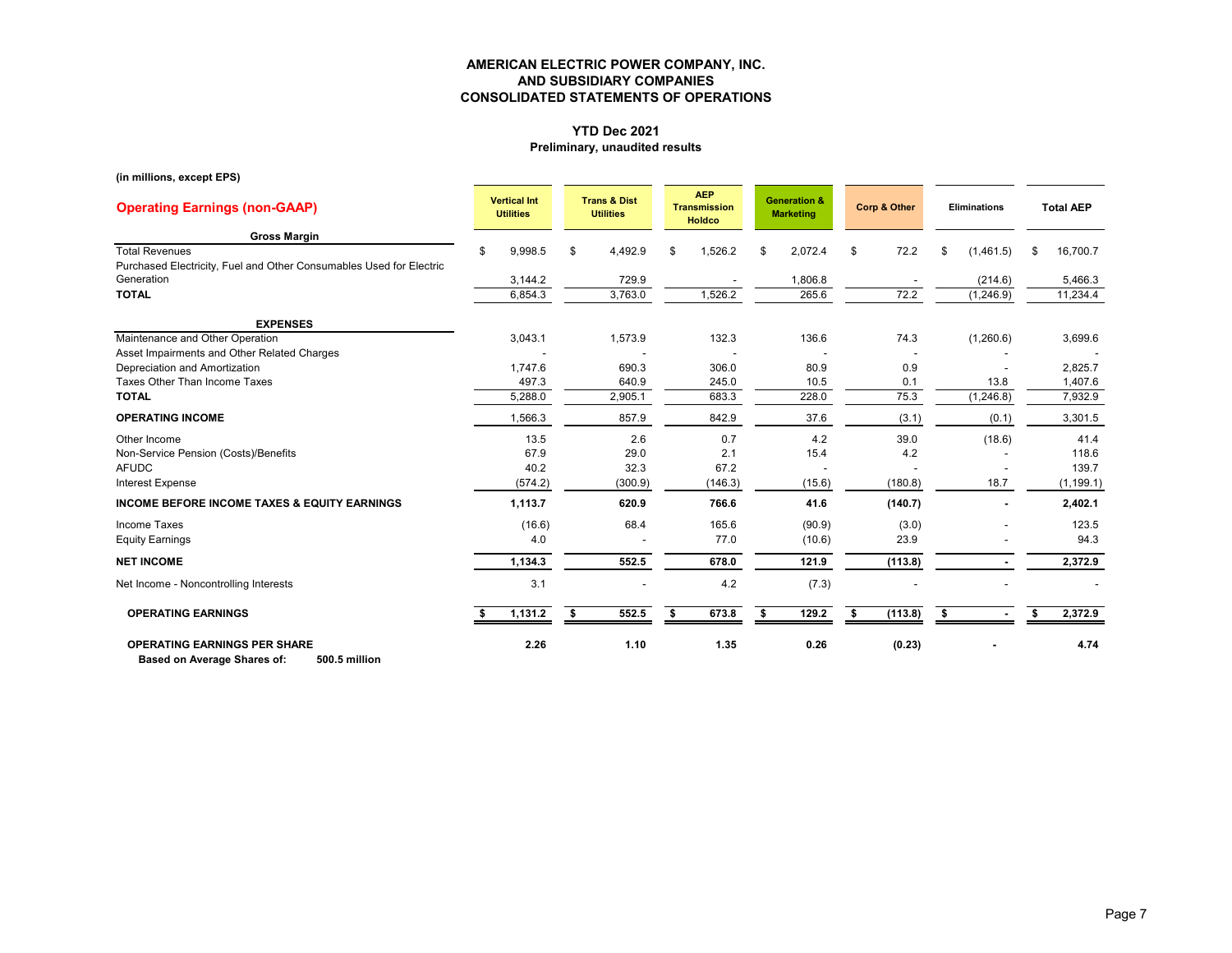# AMERICAN ELECTRIC POWER COMPANY, INC.
# AND SUBSIDIARY COMPANIES
# CONSOLIDATED STATEMENTS OF OPERATIONS

**YTD Dec 2021**
**Preliminary, unaudited results**

**(in millions, except EPS)**

| **Operating Earnings (non-GAAP)** | **Vertical Int Utilities** | **Trans & Dist Utilities** | **AEP Transmission Holdco** | **Generation & Marketing** | **Corp & Other** | **Eliminations** | **Total AEP** |
|---|---|---|---|---|---|---|---|
| **Gross Margin** | | | | | | | |
| Total Revenues | $ 9,998.5 | $ 4,492.9 | $ 1,526.2 | $ 2,072.4 | $ 72.2 | $ (1,461.5) | $ 16,700.7 |
| Purchased Electricity, Fuel and Other Consumables Used for Electric Generation | 3,144.2 | 729.9 | - | 1,806.8 | - | (214.6) | 5,466.3 |
| **TOTAL** | 6,854.3 | 3,763.0 | 1,526.2 | 265.6 | 72.2 | (1,246.9) | 11,234.4 |
| **EXPENSES** | | | | | | | |
| Maintenance and Other Operation | 3,043.1 | 1,573.9 | 132.3 | 136.6 | 74.3 | (1,260.6) | 3,699.6 |
| Asset Impairments and Other Related Charges | - | - | - | - | - | - | - |
| Depreciation and Amortization | 1,747.6 | 690.3 | 306.0 | 80.9 | 0.9 | - | 2,825.7 |
| Taxes Other Than Income Taxes | 497.3 | 640.9 | 245.0 | 10.5 | 0.1 | 13.8 | 1,407.6 |
| **TOTAL** | 5,288.0 | 2,905.1 | 683.3 | 228.0 | 75.3 | (1,246.8) | 7,932.9 |
| **OPERATING INCOME** | 1,566.3 | 857.9 | 842.9 | 37.6 | (3.1) | (0.1) | 3,301.5 |
| Other Income | 13.5 | 2.6 | 0.7 | 4.2 | 39.0 | (18.6) | 41.4 |
| Non-Service Pension (Costs)/Benefits | 67.9 | 29.0 | 2.1 | 15.4 | 4.2 | - | 118.6 |
| AFUDC | 40.2 | 32.3 | 67.2 | - | - | - | 139.7 |
| Interest Expense | (574.2) | (300.9) | (146.3) | (15.6) | (180.8) | 18.7 | (1,199.1) |
| **INCOME BEFORE INCOME TAXES & EQUITY EARNINGS** | **1,113.7** | **620.9** | **766.6** | **41.6** | **(140.7)** | **-** | **2,402.1** |
| Income Taxes | (16.6) | 68.4 | 165.6 | (90.9) | (3.0) | - | 123.5 |
| Equity Earnings | 4.0 | - | 77.0 | (10.6) | 23.9 | - | 94.3 |
| **NET INCOME** | **1,134.3** | **552.5** | **678.0** | **121.9** | **(113.8)** | **-** | **2,372.9** |
| Net Income - Noncontrolling Interests | 3.1 | - | 4.2 | (7.3) | - | - | - |
| **OPERATING EARNINGS** | **$ 1,131.2** | **$ 552.5** | **$ 673.8** | **$ 129.2** | **$ (113.8)** | **$ -** | **$ 2,372.9** |
| **OPERATING EARNINGS PER SHARE** | **2.26** | **1.10** | **1.35** | **0.26** | **(0.23)** | **-** | **4.74** |

**Based on Average Shares of: 500.5 million**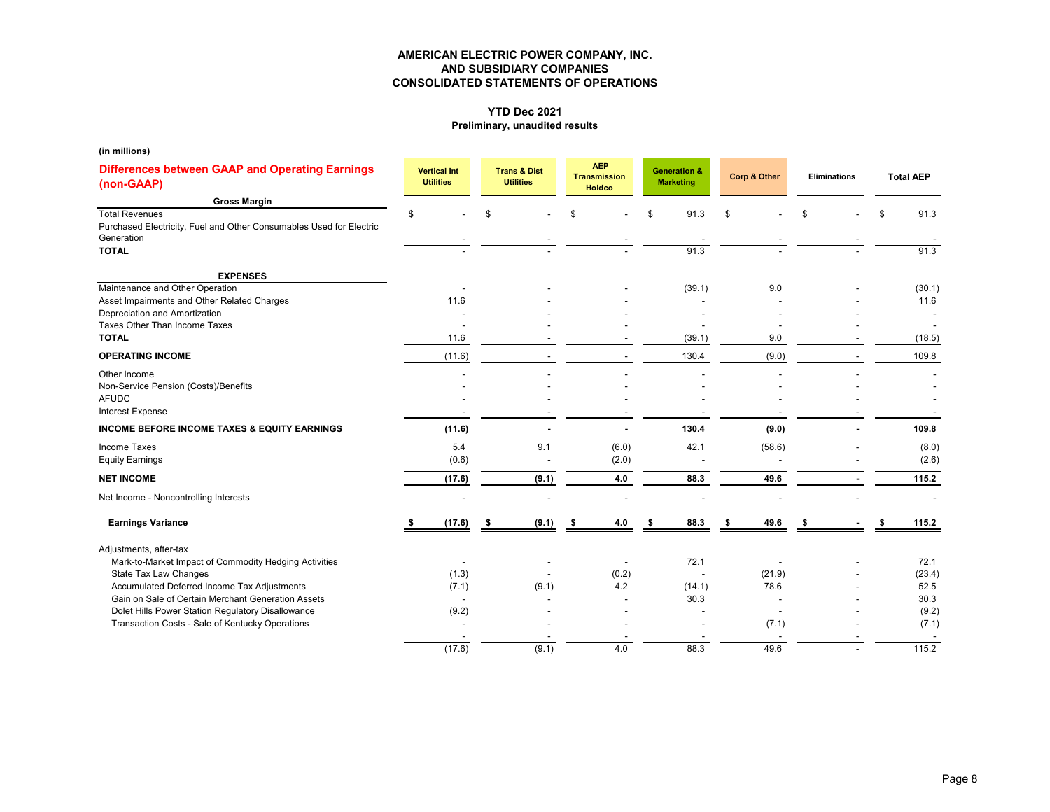# AMERICAN ELECTRIC POWER COMPANY, INC.
# AND SUBSIDIARY COMPANIES
# CONSOLIDATED STATEMENTS OF OPERATIONS

**YTD Dec 2021**
**Preliminary, unaudited results**

**(in millions)**

| **Differences between GAAP and Operating Earnings (non-GAAP)** | Vertical Int Utilities | Trans & Dist Utilities | AEP Transmission Holdco | Generation & Marketing | Corp & Other | Eliminations | Total AEP |
|---|---|---|---|---|---|---|---|
| **Gross Margin** | | | | | | | |
| Total Revenues | $ - | $ - | $ - | $ 91.3 | $ - | $ - | $ 91.3 |
| Purchased Electricity, Fuel and Other Consumables Used for Electric Generation | - | - | - | - | - | - | - |
| **TOTAL** | - | - | - | 91.3 | - | - | 91.3 |
| **EXPENSES** | | | | | | | |
| Maintenance and Other Operation | - | - | - | (39.1) | 9.0 | - | (30.1) |
| Asset Impairments and Other Related Charges | 11.6 | - | - | - | - | - | 11.6 |
| Depreciation and Amortization | - | - | - | - | - | - | - |
| Taxes Other Than Income Taxes | - | - | - | - | - | - | - |
| **TOTAL** | 11.6 | - | - | (39.1) | 9.0 | - | (18.5) |
| **OPERATING INCOME** | (11.6) | - | - | 130.4 | (9.0) | - | 109.8 |
| Other Income | - | - | - | - | - | - | - |
| Non-Service Pension (Costs)/Benefits | - | - | - | - | - | - | - |
| AFUDC | - | - | - | - | - | - | - |
| Interest Expense | - | - | - | - | - | - | - |
| **INCOME BEFORE INCOME TAXES & EQUITY EARNINGS** | **(11.6)** | **-** | **-** | **130.4** | **(9.0)** | **-** | **109.8** |
| Income Taxes | 5.4 | 9.1 | (6.0) | 42.1 | (58.6) | - | (8.0) |
| Equity Earnings | (0.6) | - | (2.0) | - | - | - | (2.6) |
| **NET INCOME** | **(17.6)** | **(9.1)** | **4.0** | **88.3** | **49.6** | **-** | **115.2** |
| Net Income - Noncontrolling Interests | - | - | - | - | - | - | - |
| **Earnings Variance** | **$ (17.6)** | **$ (9.1)** | **$ 4.0** | **$ 88.3** | **$ 49.6** | **$ -** | **$ 115.2** |
| Adjustments, after-tax | | | | | | | |
| Mark-to-Market Impact of Commodity Hedging Activities | - | - | - | 72.1 | - | - | 72.1 |
| State Tax Law Changes | (1.3) | - | (0.2) | - | (21.9) | - | (23.4) |
| Accumulated Deferred Income Tax Adjustments | (7.1) | (9.1) | 4.2 | (14.1) | 78.6 | - | 52.5 |
| Gain on Sale of Certain Merchant Generation Assets | - | - | - | 30.3 | - | - | 30.3 |
| Dolet Hills Power Station Regulatory Disallowance | (9.2) | - | - | - | - | - | (9.2) |
| Transaction Costs - Sale of Kentucky Operations | - | - | - | - | (7.1) | - | (7.1) |
| | - | - | - | - | - | - | - |
| | (17.6) | (9.1) | 4.0 | 88.3 | 49.6 | - | 115.2 |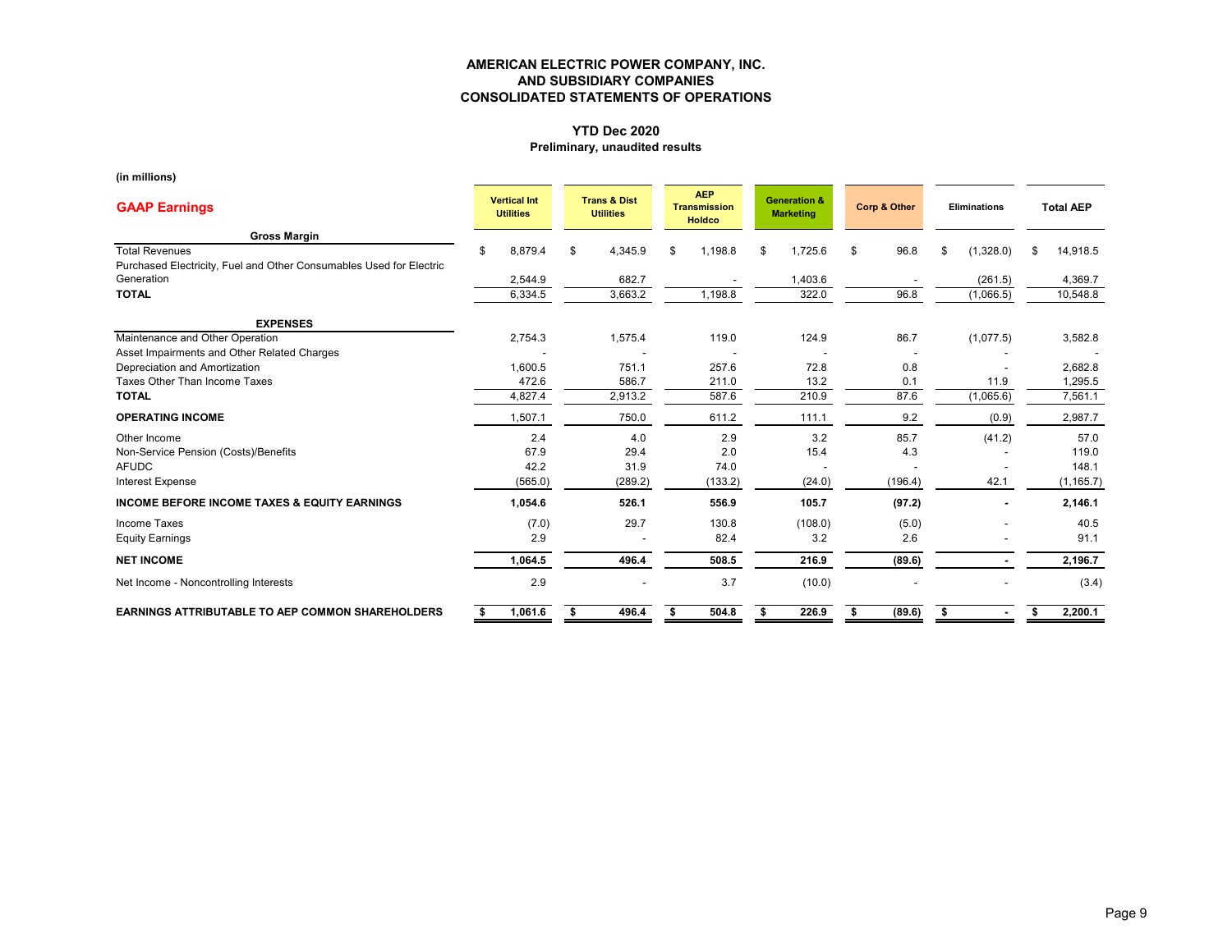# AMERICAN ELECTRIC POWER COMPANY, INC.
# AND SUBSIDIARY COMPANIES
# CONSOLIDATED STATEMENTS OF OPERATIONS

### YTD Dec 2020
**Preliminary, unaudited results**

**(in millions)**

| GAAP Earnings | Vertical Int Utilities | Trans & Dist Utilities | AEP Transmission Holdco | Generation & Marketing | Corp & Other | Eliminations | Total AEP |
|---|---|---|---|---|---|---|---|
| **Gross Margin** | | | | | | | |
| Total Revenues | $ 8,879.4 | $ 4,345.9 | $ 1,198.8 | $ 1,725.6 | $ 96.8 | $ (1,328.0) | $ 14,918.5 |
| Purchased Electricity, Fuel and Other Consumables Used for Electric Generation | 2,544.9 | 682.7 | - | 1,403.6 | - | (261.5) | 4,369.7 |
| **TOTAL** | 6,334.5 | 3,663.2 | 1,198.8 | 322.0 | 96.8 | (1,066.5) | 10,548.8 |
| **EXPENSES** | | | | | | | |
| Maintenance and Other Operation | 2,754.3 | 1,575.4 | 119.0 | 124.9 | 86.7 | (1,077.5) | 3,582.8 |
| Asset Impairments and Other Related Charges | - | - | - | - | - | - | - |
| Depreciation and Amortization | 1,600.5 | 751.1 | 257.6 | 72.8 | 0.8 | - | 2,682.8 |
| Taxes Other Than Income Taxes | 472.6 | 586.7 | 211.0 | 13.2 | 0.1 | 11.9 | 1,295.5 |
| **TOTAL** | 4,827.4 | 2,913.2 | 587.6 | 210.9 | 87.6 | (1,065.6) | 7,561.1 |
| **OPERATING INCOME** | 1,507.1 | 750.0 | 611.2 | 111.1 | 9.2 | (0.9) | 2,987.7 |
| Other Income | 2.4 | 4.0 | 2.9 | 3.2 | 85.7 | (41.2) | 57.0 |
| Non-Service Pension (Costs)/Benefits | 67.9 | 29.4 | 2.0 | 15.4 | 4.3 | - | 119.0 |
| AFUDC | 42.2 | 31.9 | 74.0 | - | - | - | 148.1 |
| Interest Expense | (565.0) | (289.2) | (133.2) | (24.0) | (196.4) | 42.1 | (1,165.7) |
| **INCOME BEFORE INCOME TAXES & EQUITY EARNINGS** | **1,054.6** | **526.1** | **556.9** | **105.7** | **(97.2)** | **-** | **2,146.1** |
| Income Taxes | (7.0) | 29.7 | 130.8 | (108.0) | (5.0) | - | 40.5 |
| Equity Earnings | 2.9 | - | 82.4 | 3.2 | 2.6 | - | 91.1 |
| **NET INCOME** | **1,064.5** | **496.4** | **508.5** | **216.9** | **(89.6)** | **-** | **2,196.7** |
| Net Income - Noncontrolling Interests | 2.9 | - | 3.7 | (10.0) | - | - | (3.4) |
| **EARNINGS ATTRIBUTABLE TO AEP COMMON SHAREHOLDERS** | **$ 1,061.6** | **$ 496.4** | **$ 504.8** | **$ 226.9** | **$ (89.6)** | **$ -** | **$ 2,200.1** |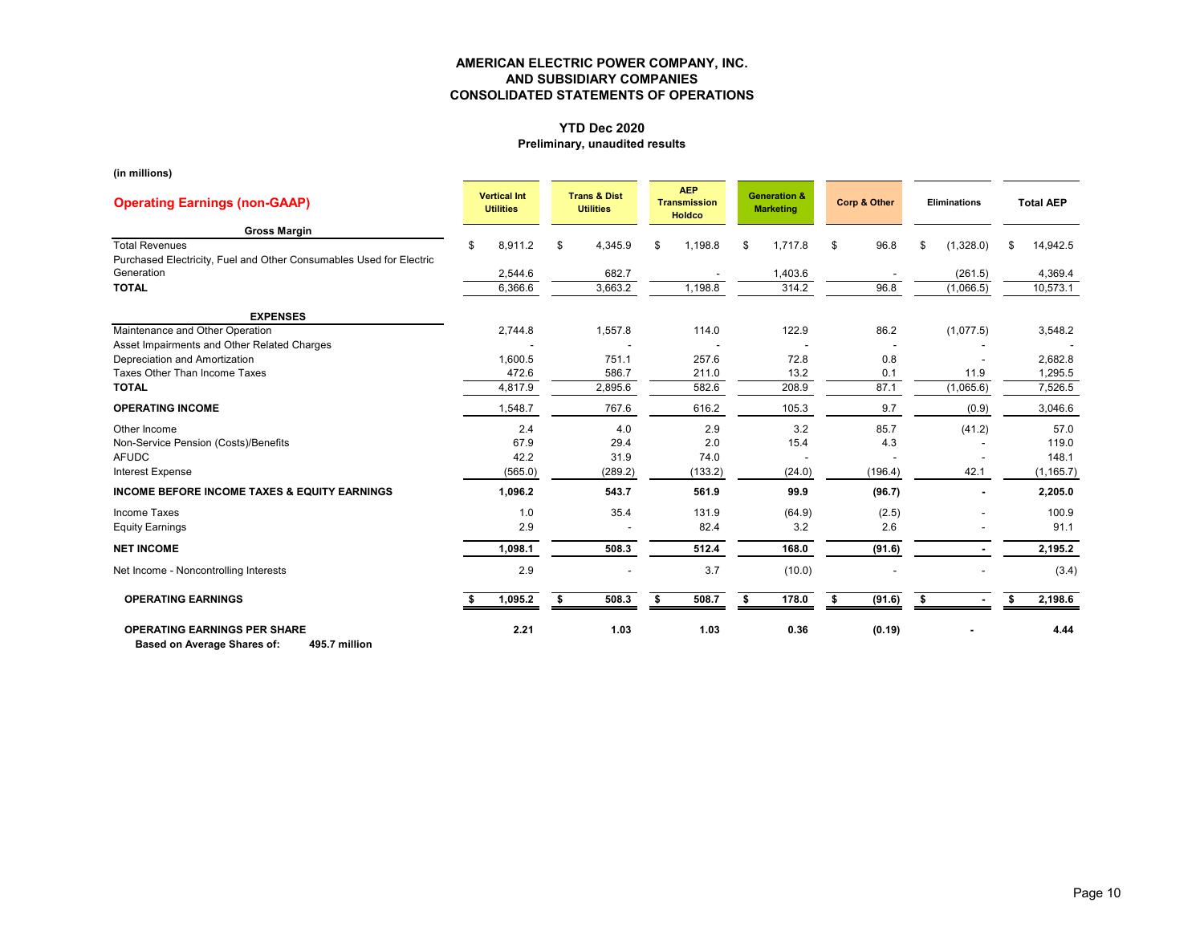# AMERICAN ELECTRIC POWER COMPANY, INC.
# AND SUBSIDIARY COMPANIES
# CONSOLIDATED STATEMENTS OF OPERATIONS

**YTD Dec 2020**
**Preliminary, unaudited results**

**(in millions)**

| Operating Earnings (non-GAAP) | Vertical Int Utilities | Trans & Dist Utilities | AEP Transmission Holdco | Generation & Marketing | Corp & Other | Eliminations | Total AEP |
|---|---|---|---|---|---|---|---|
| **Gross Margin** | | | | | | | |
| Total Revenues | $ 8,911.2 | $ 4,345.9 | $ 1,198.8 | $ 1,717.8 | $ 96.8 | $ (1,328.0) | $ 14,942.5 |
| Purchased Electricity, Fuel and Other Consumables Used for Electric Generation | 2,544.6 | 682.7 | - | 1,403.6 | - | (261.5) | 4,369.4 |
| **TOTAL** | 6,366.6 | 3,663.2 | 1,198.8 | 314.2 | 96.8 | (1,066.5) | 10,573.1 |
| **EXPENSES** | | | | | | | |
| Maintenance and Other Operation | 2,744.8 | 1,557.8 | 114.0 | 122.9 | 86.2 | (1,077.5) | 3,548.2 |
| Asset Impairments and Other Related Charges | - | - | - | - | - | - | - |
| Depreciation and Amortization | 1,600.5 | 751.1 | 257.6 | 72.8 | 0.8 | - | 2,682.8 |
| Taxes Other Than Income Taxes | 472.6 | 586.7 | 211.0 | 13.2 | 0.1 | 11.9 | 1,295.5 |
| **TOTAL** | 4,817.9 | 2,895.6 | 582.6 | 208.9 | 87.1 | (1,065.6) | 7,526.5 |
| **OPERATING INCOME** | 1,548.7 | 767.6 | 616.2 | 105.3 | 9.7 | (0.9) | 3,046.6 |
| Other Income | 2.4 | 4.0 | 2.9 | 3.2 | 85.7 | (41.2) | 57.0 |
| Non-Service Pension (Costs)/Benefits | 67.9 | 29.4 | 2.0 | 15.4 | 4.3 | - | 119.0 |
| AFUDC | 42.2 | 31.9 | 74.0 | - | - | - | 148.1 |
| Interest Expense | (565.0) | (289.2) | (133.2) | (24.0) | (196.4) | 42.1 | (1,165.7) |
| **INCOME BEFORE INCOME TAXES & EQUITY EARNINGS** | **1,096.2** | **543.7** | **561.9** | **99.9** | **(96.7)** | **-** | **2,205.0** |
| Income Taxes | 1.0 | 35.4 | 131.9 | (64.9) | (2.5) | - | 100.9 |
| Equity Earnings | 2.9 | - | 82.4 | 3.2 | 2.6 | - | 91.1 |
| **NET INCOME** | **1,098.1** | **508.3** | **512.4** | **168.0** | **(91.6)** | **-** | **2,195.2** |
| Net Income - Noncontrolling Interests | 2.9 | - | 3.7 | (10.0) | - | - | (3.4) |
| **OPERATING EARNINGS** | **$ 1,095.2** | **$ 508.3** | **$ 508.7** | **$ 178.0** | **$ (91.6)** | **$ -** | **$ 2,198.6** |
| **OPERATING EARNINGS PER SHARE** | **2.21** | **1.03** | **1.03** | **0.36** | **(0.19)** | **-** | **4.44** |

**Based on Average Shares of: 495.7 million**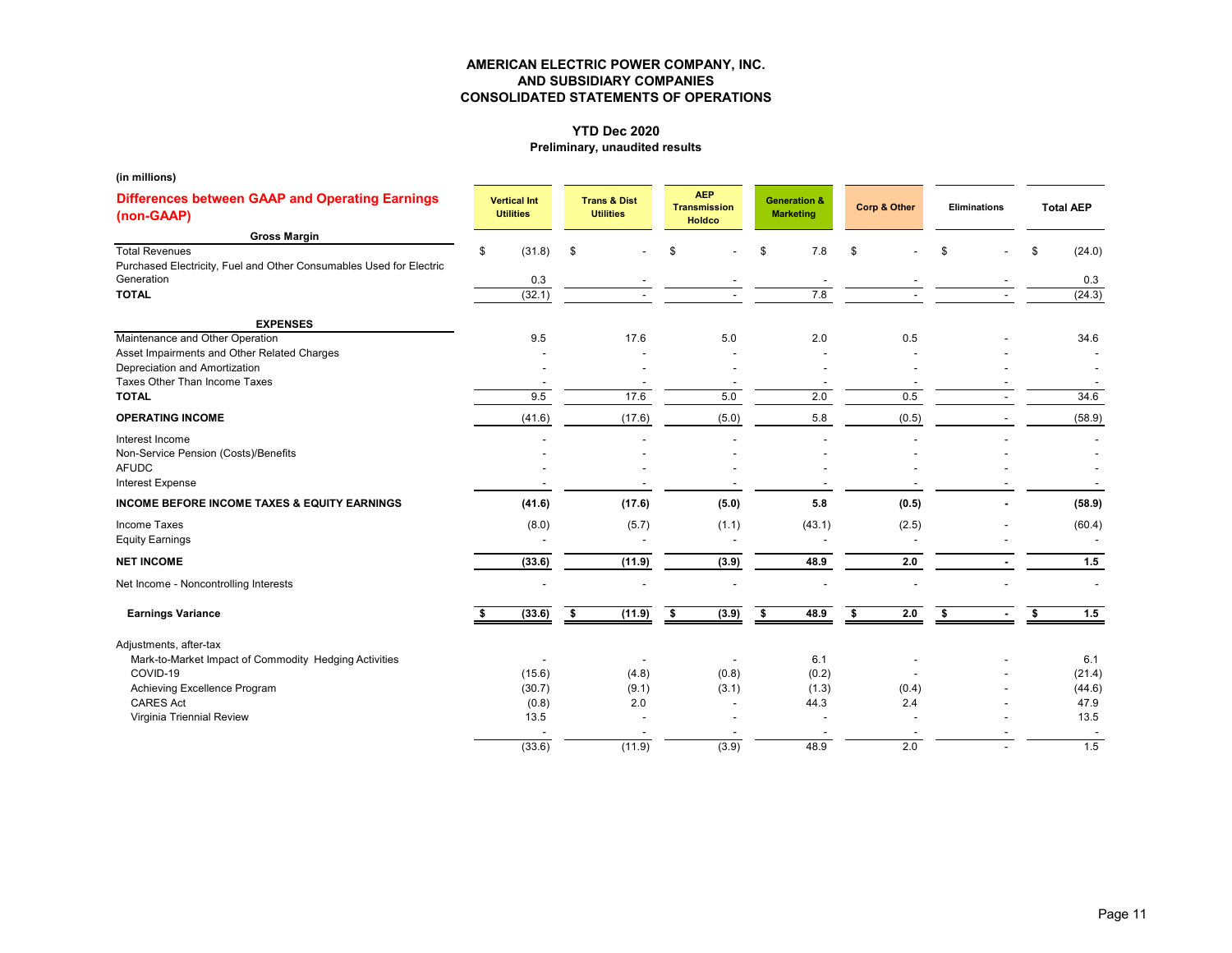# AMERICAN ELECTRIC POWER COMPANY, INC.
## AND SUBSIDIARY COMPANIES
## CONSOLIDATED STATEMENTS OF OPERATIONS

**YTD Dec 2020**
**Preliminary, unaudited results**

**(in millions)**

| Differences between GAAP and Operating Earnings (non-GAAP) | Vertical Int Utilities | Trans & Dist Utilities | AEP Transmission Holdco | Generation & Marketing | Corp & Other | Eliminations | Total AEP |
|---|---|---|---|---|---|---|---|
| **Gross Margin** | | | | | | | |
| Total Revenues | $ (31.8) | $ - | $ - | $ 7.8 | $ - | $ - | $ (24.0) |
| Purchased Electricity, Fuel and Other Consumables Used for Electric Generation | 0.3 | - | - | - | - | - | 0.3 |
| **TOTAL** | (32.1) | - | - | 7.8 | - | - | (24.3) |
| **EXPENSES** | | | | | | | |
| Maintenance and Other Operation | 9.5 | 17.6 | 5.0 | 2.0 | 0.5 | - | 34.6 |
| Asset Impairments and Other Related Charges | - | - | - | - | - | - | - |
| Depreciation and Amortization | - | - | - | - | - | - | - |
| Taxes Other Than Income Taxes | - | - | - | - | - | - | - |
| **TOTAL** | 9.5 | 17.6 | 5.0 | 2.0 | 0.5 | - | 34.6 |
| **OPERATING INCOME** | (41.6) | (17.6) | (5.0) | 5.8 | (0.5) | - | (58.9) |
| Interest Income | - | - | - | - | - | - | - |
| Non-Service Pension (Costs)/Benefits | - | - | - | - | - | - | - |
| AFUDC | - | - | - | - | - | - | - |
| Interest Expense | - | - | - | - | - | - | - |
| **INCOME BEFORE INCOME TAXES & EQUITY EARNINGS** | **(41.6)** | **(17.6)** | **(5.0)** | **5.8** | **(0.5)** | **-** | **(58.9)** |
| Income Taxes | (8.0) | (5.7) | (1.1) | (43.1) | (2.5) | - | (60.4) |
| Equity Earnings | - | - | - | - | - | - | - |
| **NET INCOME** | **(33.6)** | **(11.9)** | **(3.9)** | **48.9** | **2.0** | **-** | **1.5** |
| Net Income - Noncontrolling Interests | - | - | - | - | - | - | - |
| **Earnings Variance** | **$ (33.6)** | **$ (11.9)** | **$ (3.9)** | **$ 48.9** | **$ 2.0** | **$ -** | **$ 1.5** |
| Adjustments, after-tax | | | | | | | |
| Mark-to-Market Impact of Commodity Hedging Activities | - | - | - | 6.1 | - | - | 6.1 |
| COVID-19 | (15.6) | (4.8) | (0.8) | (0.2) | - | - | (21.4) |
| Achieving Excellence Program | (30.7) | (9.1) | (3.1) | (1.3) | (0.4) | - | (44.6) |
| CARES Act | (0.8) | 2.0 | - | 44.3 | 2.4 | - | 47.9 |
| Virginia Triennial Review | 13.5 | - | - | - | - | - | 13.5 |
| | - | - | - | - | - | - | - |
| | (33.6) | (11.9) | (3.9) | 48.9 | 2.0 | - | 1.5 |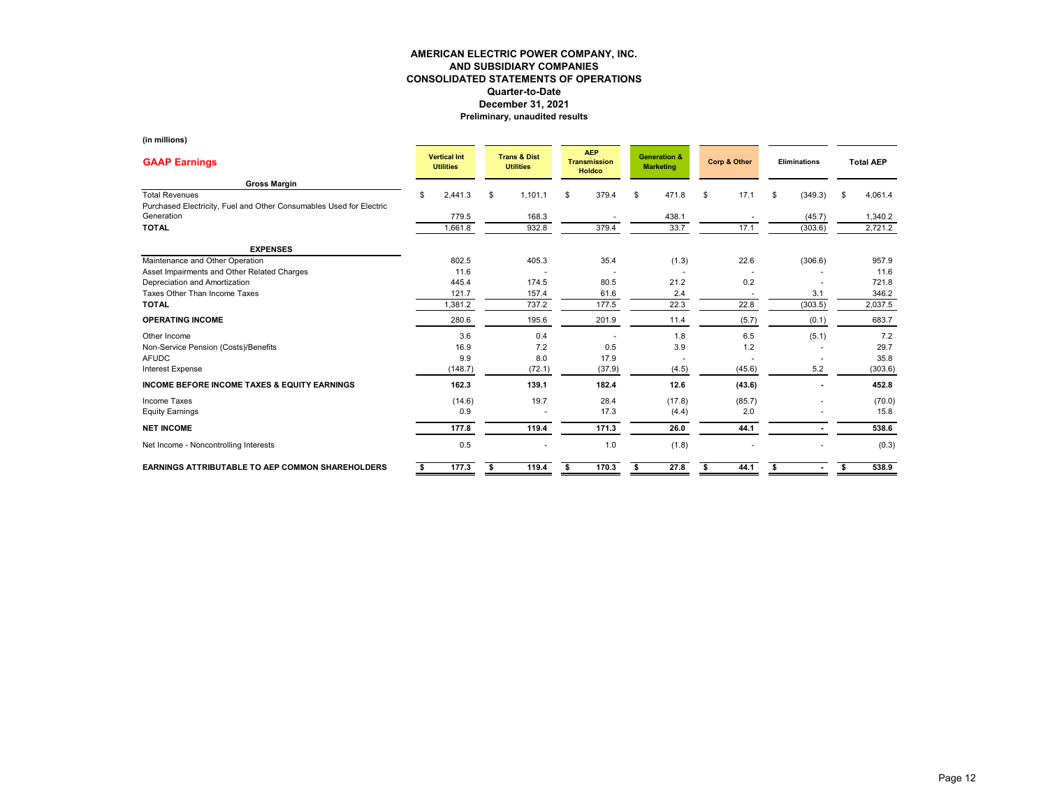# AMERICAN ELECTRIC POWER COMPANY, INC.
## AND SUBSIDIARY COMPANIES
## CONSOLIDATED STATEMENTS OF OPERATIONS
### Quarter-to-Date
### December 31, 2021
### Preliminary, unaudited results

(in millions)

| GAAP Earnings | Vertical Int Utilities | Trans & Dist Utilities | AEP Transmission Holdco | Generation & Marketing | Corp & Other | Eliminations | Total AEP |
|---|---|---|---|---|---|---|---|
| **Gross Margin** | | | | | | | |
| Total Revenues | $ 2,441.3 | $ 1,101.1 | $ 379.4 | $ 471.8 | $ 17.1 | $ (349.3) | $ 4,061.4 |
| Purchased Electricity, Fuel and Other Consumables Used for Electric Generation | 779.5 | 168.3 | - | 438.1 | - | (45.7) | 1,340.2 |
| **TOTAL** | 1,661.8 | 932.8 | 379.4 | 33.7 | 17.1 | (303.6) | 2,721.2 |
| **EXPENSES** | | | | | | | |
| Maintenance and Other Operation | 802.5 | 405.3 | 35.4 | (1.3) | 22.6 | (306.6) | 957.9 |
| Asset Impairments and Other Related Charges | 11.6 | - | - | - | - | - | 11.6 |
| Depreciation and Amortization | 445.4 | 174.5 | 80.5 | 21.2 | 0.2 | - | 721.8 |
| Taxes Other Than Income Taxes | 121.7 | 157.4 | 61.6 | 2.4 | - | 3.1 | 346.2 |
| **TOTAL** | 1,381.2 | 737.2 | 177.5 | 22.3 | 22.8 | (303.5) | 2,037.5 |
| **OPERATING INCOME** | 280.6 | 195.6 | 201.9 | 11.4 | (5.7) | (0.1) | 683.7 |
| Other Income | 3.6 | 0.4 | - | 1.8 | 6.5 | (5.1) | 7.2 |
| Non-Service Pension (Costs)/Benefits | 16.9 | 7.2 | 0.5 | 3.9 | 1.2 | - | 29.7 |
| AFUDC | 9.9 | 8.0 | 17.9 | - | - | - | 35.8 |
| Interest Expense | (148.7) | (72.1) | (37.9) | (4.5) | (45.6) | 5.2 | (303.6) |
| **INCOME BEFORE INCOME TAXES & EQUITY EARNINGS** | **162.3** | **139.1** | **182.4** | **12.6** | **(43.6)** | **-** | **452.8** |
| Income Taxes | (14.6) | 19.7 | 28.4 | (17.8) | (85.7) | - | (70.0) |
| Equity Earnings | 0.9 | - | 17.3 | (4.4) | 2.0 | - | 15.8 |
| **NET INCOME** | **177.8** | **119.4** | **171.3** | **26.0** | **44.1** | **-** | **538.6** |
| Net Income - Noncontrolling Interests | 0.5 | - | 1.0 | (1.8) | - | - | (0.3) |
| **EARNINGS ATTRIBUTABLE TO AEP COMMON SHAREHOLDERS** | **$ 177.3** | **$ 119.4** | **$ 170.3** | **$ 27.8** | **$ 44.1** | **$ -** | **$ 538.9** |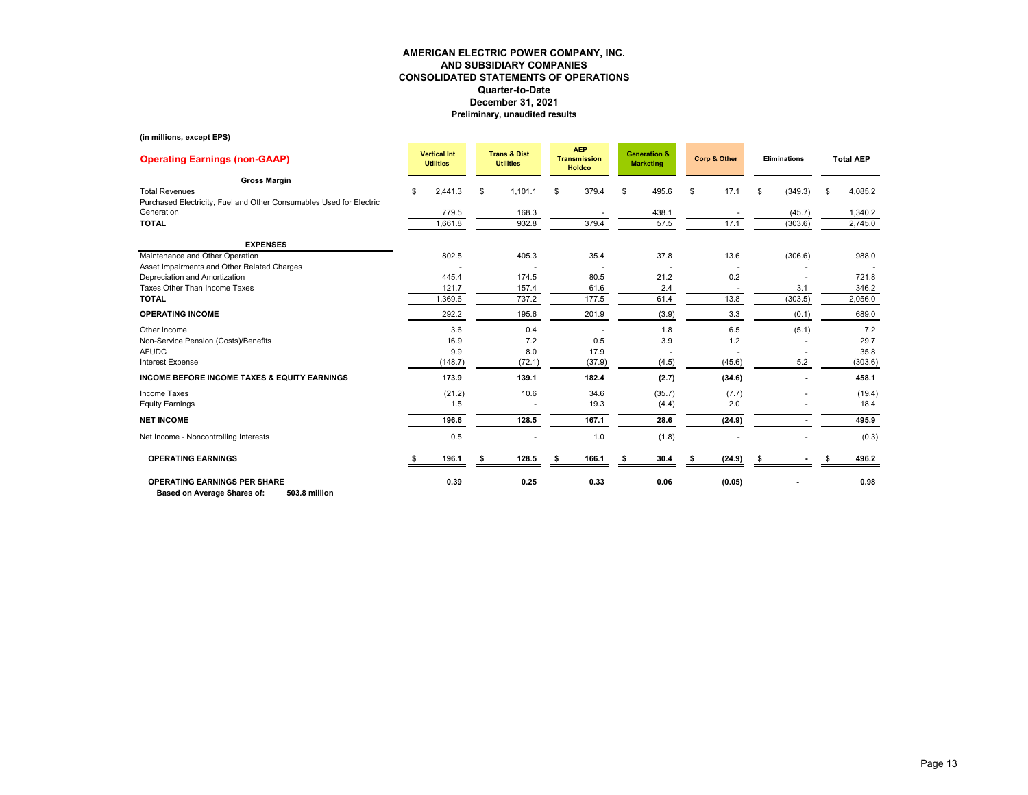# AMERICAN ELECTRIC POWER COMPANY, INC.
## AND SUBSIDIARY COMPANIES
## CONSOLIDATED STATEMENTS OF OPERATIONS
### Quarter-to-Date
### December 31, 2021
### Preliminary, unaudited results

**(in millions, except EPS)**

| **Operating Earnings (non-GAAP)** | **Vertical Int Utilities** | **Trans & Dist Utilities** | **AEP Transmission Holdco** | **Generation & Marketing** | **Corp & Other** | **Eliminations** | **Total AEP** |
|---|---|---|---|---|---|---|---|
| **Gross Margin** | | | | | | | |
| Total Revenues | $ 2,441.3 | $ 1,101.1 | $ 379.4 | $ 495.6 | $ 17.1 | $ (349.3) | $ 4,085.2 |
| Purchased Electricity, Fuel and Other Consumables Used for Electric Generation | 779.5 | 168.3 | - | 438.1 | - | (45.7) | 1,340.2 |
| **TOTAL** | 1,661.8 | 932.8 | 379.4 | 57.5 | 17.1 | (303.6) | 2,745.0 |
| **EXPENSES** | | | | | | | |
| Maintenance and Other Operation | 802.5 | 405.3 | 35.4 | 37.8 | 13.6 | (306.6) | 988.0 |
| Asset Impairments and Other Related Charges | - | - | - | - | - | - | - |
| Depreciation and Amortization | 445.4 | 174.5 | 80.5 | 21.2 | 0.2 | - | 721.8 |
| Taxes Other Than Income Taxes | 121.7 | 157.4 | 61.6 | 2.4 | - | 3.1 | 346.2 |
| **TOTAL** | 1,369.6 | 737.2 | 177.5 | 61.4 | 13.8 | (303.5) | 2,056.0 |
| **OPERATING INCOME** | 292.2 | 195.6 | 201.9 | (3.9) | 3.3 | (0.1) | 689.0 |
| Other Income | 3.6 | 0.4 | - | 1.8 | 6.5 | (5.1) | 7.2 |
| Non-Service Pension (Costs)/Benefits | 16.9 | 7.2 | 0.5 | 3.9 | 1.2 | - | 29.7 |
| AFUDC | 9.9 | 8.0 | 17.9 | - | - | - | 35.8 |
| Interest Expense | (148.7) | (72.1) | (37.9) | (4.5) | (45.6) | 5.2 | (303.6) |
| **INCOME BEFORE INCOME TAXES & EQUITY EARNINGS** | **173.9** | **139.1** | **182.4** | **(2.7)** | **(34.6)** | **-** | **458.1** |
| Income Taxes | (21.2) | 10.6 | 34.6 | (35.7) | (7.7) | - | (19.4) |
| Equity Earnings | 1.5 | - | 19.3 | (4.4) | 2.0 | - | 18.4 |
| **NET INCOME** | **196.6** | **128.5** | **167.1** | **28.6** | **(24.9)** | **-** | **495.9** |
| Net Income - Noncontrolling Interests | 0.5 | - | 1.0 | (1.8) | - | - | (0.3) |
| **OPERATING EARNINGS** | **$ 196.1** | **$ 128.5** | **$ 166.1** | **$ 30.4** | **$ (24.9)** | **$ -** | **$ 496.2** |
| **OPERATING EARNINGS PER SHARE** | **0.39** | **0.25** | **0.33** | **0.06** | **(0.05)** | **-** | **0.98** |
| **Based on Average Shares of: 503.8 million** | | | | | | | |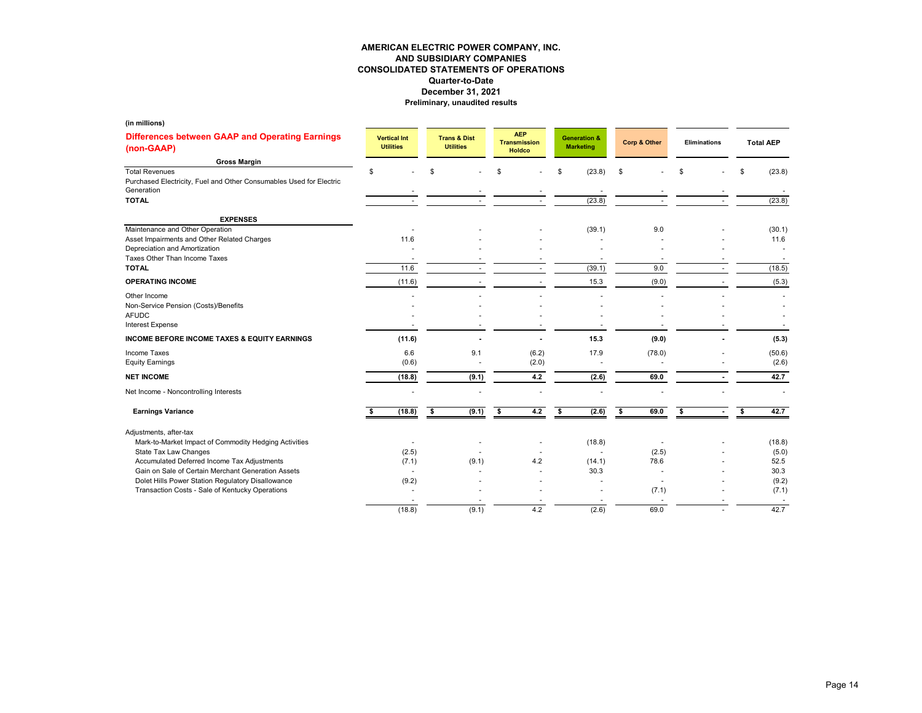**AMERICAN ELECTRIC POWER COMPANY, INC.**
**AND SUBSIDIARY COMPANIES**
**CONSOLIDATED STATEMENTS OF OPERATIONS**
**Quarter-to-Date**
**December 31, 2021**
**Preliminary, unaudited results**

**(in millions)**

## Differences between GAAP and Operating Earnings (non-GAAP)

| | Vertical Int Utilities | Trans & Dist Utilities | AEP Transmission Holdco | Generation & Marketing | Corp & Other | Eliminations | Total AEP |
|---|---|---|---|---|---|---|---|
| **Gross Margin** | | | | | | | |
| Total Revenues | $ - | $ - | $ - | $ (23.8) | $ - | $ - | $ (23.8) |
| Purchased Electricity, Fuel and Other Consumables Used for Electric Generation | - | - | - | - | - | - | - |
| **TOTAL** | - | - | - | (23.8) | - | - | (23.8) |
| **EXPENSES** | | | | | | | |
| Maintenance and Other Operation | - | - | - | (39.1) | 9.0 | - | (30.1) |
| Asset Impairments and Other Related Charges | 11.6 | - | - | - | - | - | 11.6 |
| Depreciation and Amortization | - | - | - | - | - | - | - |
| Taxes Other Than Income Taxes | - | - | - | - | - | - | - |
| **TOTAL** | 11.6 | - | - | (39.1) | 9.0 | - | (18.5) |
| **OPERATING INCOME** | (11.6) | - | - | 15.3 | (9.0) | - | (5.3) |
| Other Income | - | - | - | - | - | - | - |
| Non-Service Pension (Costs)/Benefits | - | - | - | - | - | - | - |
| AFUDC | - | - | - | - | - | - | - |
| Interest Expense | - | - | - | - | - | - | - |
| **INCOME BEFORE INCOME TAXES & EQUITY EARNINGS** | **(11.6)** | **-** | **-** | **15.3** | **(9.0)** | **-** | **(5.3)** |
| Income Taxes | 6.6 | 9.1 | (6.2) | 17.9 | (78.0) | - | (50.6) |
| Equity Earnings | (0.6) | - | (2.0) | - | - | - | (2.6) |
| **NET INCOME** | **(18.8)** | **(9.1)** | **4.2** | **(2.6)** | **69.0** | **-** | **42.7** |
| Net Income - Noncontrolling Interests | - | - | - | - | - | - | - |
| **Earnings Variance** | **$ (18.8)** | **$ (9.1)** | **$ 4.2** | **$ (2.6)** | **$ 69.0** | **$ -** | **$ 42.7** |
| Adjustments, after-tax | | | | | | | |
| Mark-to-Market Impact of Commodity Hedging Activities | - | - | - | (18.8) | - | - | (18.8) |
| State Tax Law Changes | (2.5) | - | - | - | (2.5) | - | (5.0) |
| Accumulated Deferred Income Tax Adjustments | (7.1) | (9.1) | 4.2 | (14.1) | 78.6 | - | 52.5 |
| Gain on Sale of Certain Merchant Generation Assets | - | - | - | 30.3 | - | - | 30.3 |
| Dolet Hills Power Station Regulatory Disallowance | (9.2) | - | - | - | - | - | (9.2) |
| Transaction Costs - Sale of Kentucky Operations | - | - | - | - | (7.1) | - | (7.1) |
| | - | - | - | - | - | - | - |
| | (18.8) | (9.1) | 4.2 | (2.6) | 69.0 | - | 42.7 |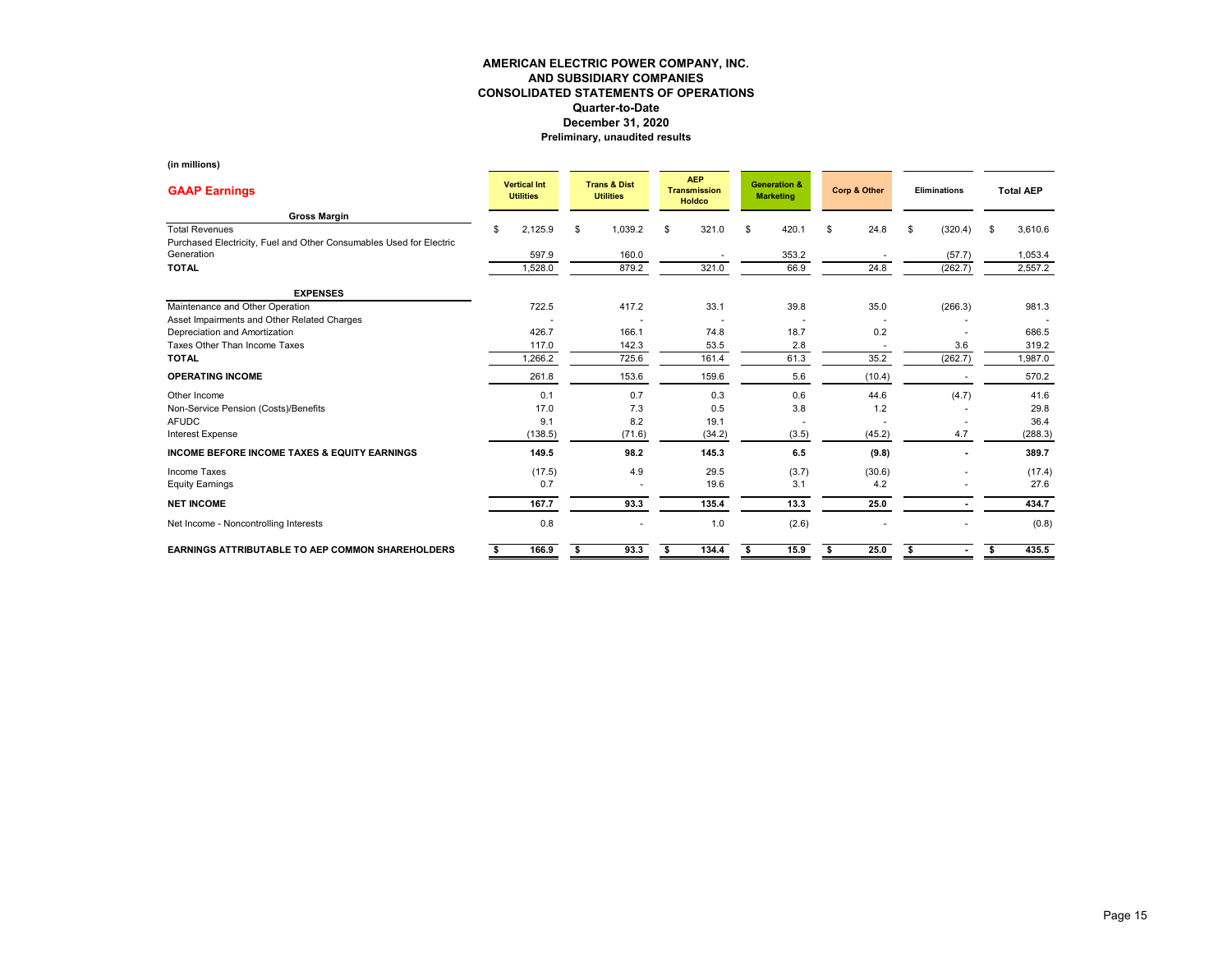# AMERICAN ELECTRIC POWER COMPANY, INC.
## AND SUBSIDIARY COMPANIES
## CONSOLIDATED STATEMENTS OF OPERATIONS
### Quarter-to-Date
### December 31, 2020
### Preliminary, unaudited results

(in millions)

| GAAP Earnings | Vertical Int Utilities | Trans & Dist Utilities | AEP Transmission Holdco | Generation & Marketing | Corp & Other | Eliminations | Total AEP |
|---|---|---|---|---|---|---|---|
| **Gross Margin** | | | | | | | |
| Total Revenues | $ 2,125.9 | $ 1,039.2 | $ 321.0 | $ 420.1 | $ 24.8 | $ (320.4) | $ 3,610.6 |
| Purchased Electricity, Fuel and Other Consumables Used for Electric Generation | 597.9 | 160.0 | - | 353.2 | - | (57.7) | 1,053.4 |
| **TOTAL** | 1,528.0 | 879.2 | 321.0 | 66.9 | 24.8 | (262.7) | 2,557.2 |
| **EXPENSES** | | | | | | | |
| Maintenance and Other Operation | 722.5 | 417.2 | 33.1 | 39.8 | 35.0 | (266.3) | 981.3 |
| Asset Impairments and Other Related Charges | - | - | - | - | - | - | - |
| Depreciation and Amortization | 426.7 | 166.1 | 74.8 | 18.7 | 0.2 | - | 686.5 |
| Taxes Other Than Income Taxes | 117.0 | 142.3 | 53.5 | 2.8 | - | 3.6 | 319.2 |
| **TOTAL** | 1,266.2 | 725.6 | 161.4 | 61.3 | 35.2 | (262.7) | 1,987.0 |
| **OPERATING INCOME** | 261.8 | 153.6 | 159.6 | 5.6 | (10.4) | - | 570.2 |
| Other Income | 0.1 | 0.7 | 0.3 | 0.6 | 44.6 | (4.7) | 41.6 |
| Non-Service Pension (Costs)/Benefits | 17.0 | 7.3 | 0.5 | 3.8 | 1.2 | - | 29.8 |
| AFUDC | 9.1 | 8.2 | 19.1 | - | - | - | 36.4 |
| Interest Expense | (138.5) | (71.6) | (34.2) | (3.5) | (45.2) | 4.7 | (288.3) |
| **INCOME BEFORE INCOME TAXES & EQUITY EARNINGS** | **149.5** | **98.2** | **145.3** | **6.5** | **(9.8)** | **-** | **389.7** |
| Income Taxes | (17.5) | 4.9 | 29.5 | (3.7) | (30.6) | - | (17.4) |
| Equity Earnings | 0.7 | - | 19.6 | 3.1 | 4.2 | - | 27.6 |
| **NET INCOME** | **167.7** | **93.3** | **135.4** | **13.3** | **25.0** | **-** | **434.7** |
| Net Income - Noncontrolling Interests | 0.8 | - | 1.0 | (2.6) | - | - | (0.8) |
| **EARNINGS ATTRIBUTABLE TO AEP COMMON SHAREHOLDERS** | **$ 166.9** | **$ 93.3** | **$ 134.4** | **$ 15.9** | **$ 25.0** | **$ -** | **$ 435.5** |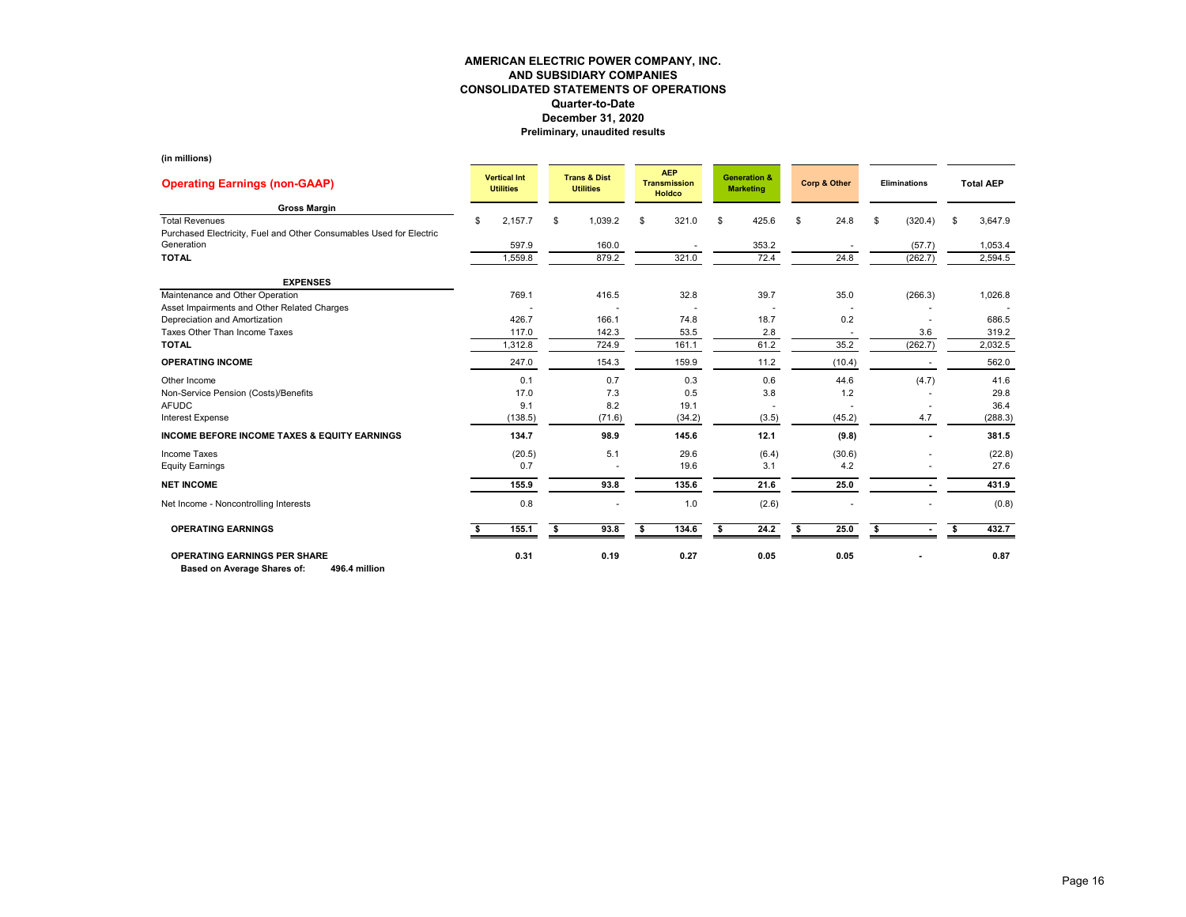# AMERICAN ELECTRIC POWER COMPANY, INC.
## AND SUBSIDIARY COMPANIES
## CONSOLIDATED STATEMENTS OF OPERATIONS
### Quarter-to-Date
### December 31, 2020
### Preliminary, unaudited results

**(in millions)**

| **Operating Earnings (non-GAAP)** | **Vertical Int Utilities** | **Trans & Dist Utilities** | **AEP Transmission Holdco** | **Generation & Marketing** | **Corp & Other** | **Eliminations** | **Total AEP** |
|---|---|---|---|---|---|---|---|
| **Gross Margin** | | | | | | | |
| Total Revenues | $ 2,157.7 | $ 1,039.2 | $ 321.0 | $ 425.6 | $ 24.8 | $ (320.4) | $ 3,647.9 |
| Purchased Electricity, Fuel and Other Consumables Used for Electric Generation | 597.9 | 160.0 | - | 353.2 | - | (57.7) | 1,053.4 |
| **TOTAL** | 1,559.8 | 879.2 | 321.0 | 72.4 | 24.8 | (262.7) | 2,594.5 |
| **EXPENSES** | | | | | | | |
| Maintenance and Other Operation | 769.1 | 416.5 | 32.8 | 39.7 | 35.0 | (266.3) | 1,026.8 |
| Asset Impairments and Other Related Charges | - | - | - | - | - | - | - |
| Depreciation and Amortization | 426.7 | 166.1 | 74.8 | 18.7 | 0.2 | - | 686.5 |
| Taxes Other Than Income Taxes | 117.0 | 142.3 | 53.5 | 2.8 | - | 3.6 | 319.2 |
| **TOTAL** | 1,312.8 | 724.9 | 161.1 | 61.2 | 35.2 | (262.7) | 2,032.5 |
| **OPERATING INCOME** | 247.0 | 154.3 | 159.9 | 11.2 | (10.4) | - | 562.0 |
| Other Income | 0.1 | 0.7 | 0.3 | 0.6 | 44.6 | (4.7) | 41.6 |
| Non-Service Pension (Costs)/Benefits | 17.0 | 7.3 | 0.5 | 3.8 | 1.2 | - | 29.8 |
| AFUDC | 9.1 | 8.2 | 19.1 | - | - | - | 36.4 |
| Interest Expense | (138.5) | (71.6) | (34.2) | (3.5) | (45.2) | 4.7 | (288.3) |
| **INCOME BEFORE INCOME TAXES & EQUITY EARNINGS** | **134.7** | **98.9** | **145.6** | **12.1** | **(9.8)** | **-** | **381.5** |
| Income Taxes | (20.5) | 5.1 | 29.6 | (6.4) | (30.6) | - | (22.8) |
| Equity Earnings | 0.7 | - | 19.6 | 3.1 | 4.2 | - | 27.6 |
| **NET INCOME** | **155.9** | **93.8** | **135.6** | **21.6** | **25.0** | **-** | **431.9** |
| Net Income - Noncontrolling Interests | 0.8 | - | 1.0 | (2.6) | - | - | (0.8) |
| **OPERATING EARNINGS** | **$ 155.1** | **$ 93.8** | **$ 134.6** | **$ 24.2** | **$ 25.0** | **$ -** | **$ 432.7** |
| **OPERATING EARNINGS PER SHARE** | **0.31** | **0.19** | **0.27** | **0.05** | **0.05** | **-** | **0.87** |
| **Based on Average Shares of: 496.4 million** | | | | | | | |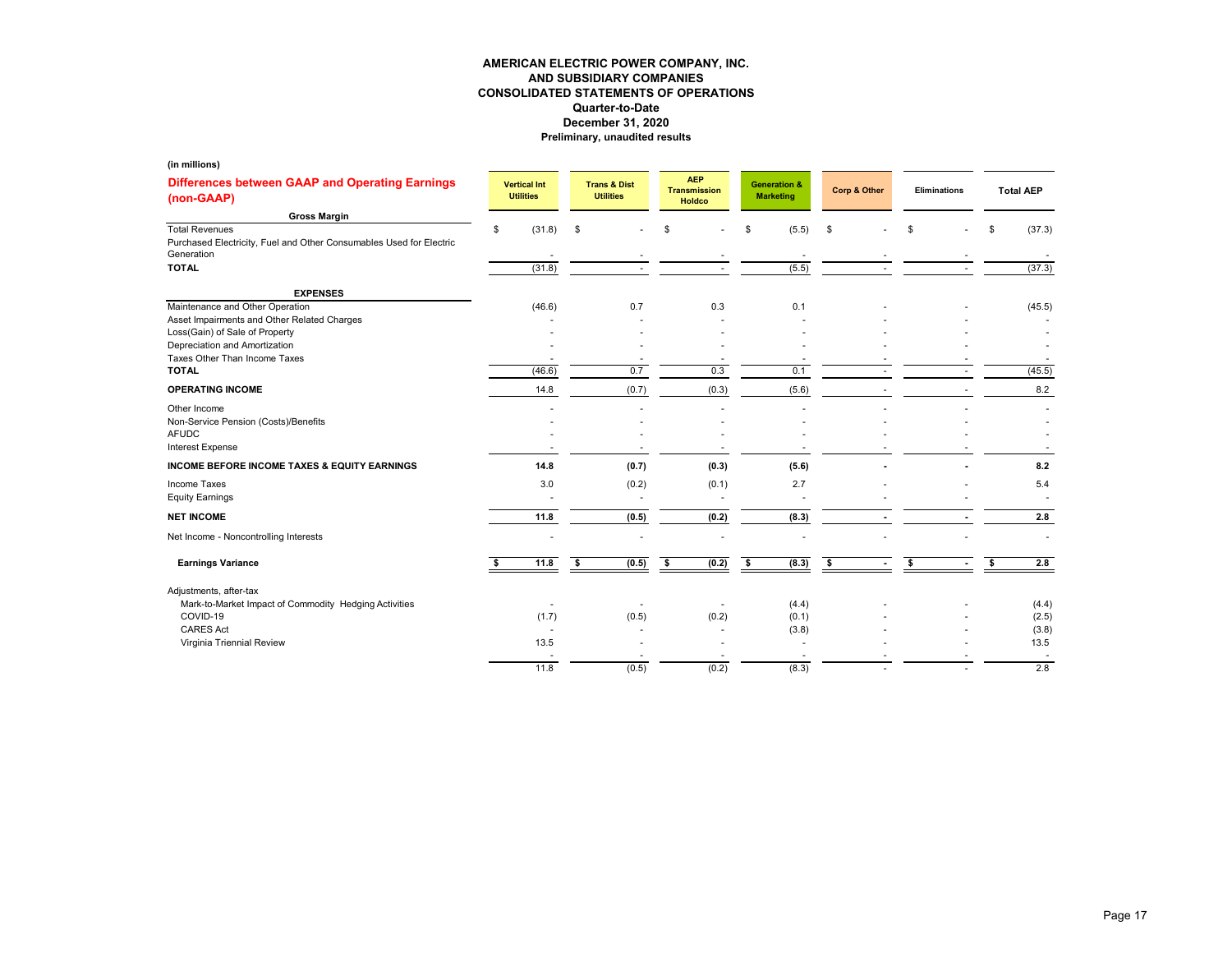**AMERICAN ELECTRIC POWER COMPANY, INC.**
**AND SUBSIDIARY COMPANIES**
**CONSOLIDATED STATEMENTS OF OPERATIONS**
**Quarter-to-Date**
**December 31, 2020**
**Preliminary, unaudited results**

**(in millions)**

| **Differences between GAAP and Operating Earnings (non-GAAP)** | Vertical Int Utilities | Trans & Dist Utilities | AEP Transmission Holdco | Generation & Marketing | Corp & Other | Eliminations | Total AEP |
|---|---|---|---|---|---|---|---|
| **Gross Margin** | | | | | | | |
| Total Revenues | $ (31.8) | $ - | $ - | $ (5.5) | $ - | $ - | $ (37.3) |
| Purchased Electricity, Fuel and Other Consumables Used for Electric Generation | - | - | - | - | - | - | - |
| **TOTAL** | (31.8) | - | - | (5.5) | - | - | (37.3) |
| **EXPENSES** | | | | | | | |
| Maintenance and Other Operation | (46.6) | 0.7 | 0.3 | 0.1 | - | - | (45.5) |
| Asset Impairments and Other Related Charges | - | - | - | - | - | - | - |
| Loss(Gain) of Sale of Property | - | - | - | - | - | - | - |
| Depreciation and Amortization | - | - | - | - | - | - | - |
| Taxes Other Than Income Taxes | - | - | - | - | - | - | - |
| **TOTAL** | (46.6) | 0.7 | 0.3 | 0.1 | - | - | (45.5) |
| **OPERATING INCOME** | 14.8 | (0.7) | (0.3) | (5.6) | - | - | 8.2 |
| Other Income | - | - | - | - | - | - | - |
| Non-Service Pension (Costs)/Benefits | - | - | - | - | - | - | - |
| AFUDC | - | - | - | - | - | - | - |
| Interest Expense | - | - | - | - | - | - | - |
| **INCOME BEFORE INCOME TAXES & EQUITY EARNINGS** | **14.8** | **(0.7)** | **(0.3)** | **(5.6)** | **-** | **-** | **8.2** |
| Income Taxes | 3.0 | (0.2) | (0.1) | 2.7 | - | - | 5.4 |
| Equity Earnings | - | - | - | - | - | - | - |
| **NET INCOME** | **11.8** | **(0.5)** | **(0.2)** | **(8.3)** | **-** | **-** | **2.8** |
| Net Income - Noncontrolling Interests | - | - | - | - | - | - | - |
| **Earnings Variance** | **$ 11.8** | **$ (0.5)** | **$ (0.2)** | **$ (8.3)** | **$ -** | **$ -** | **$ 2.8** |
| Adjustments, after-tax | | | | | | | |
| Mark-to-Market Impact of Commodity Hedging Activities | - | - | - | (4.4) | - | - | (4.4) |
| COVID-19 | (1.7) | (0.5) | (0.2) | (0.1) | - | - | (2.5) |
| CARES Act | - | - | - | (3.8) | - | - | (3.8) |
| Virginia Triennial Review | 13.5 | - | - | - | - | - | 13.5 |
| | - | - | - | - | - | - | - |
| | 11.8 | (0.5) | (0.2) | (8.3) | - | - | 2.8 |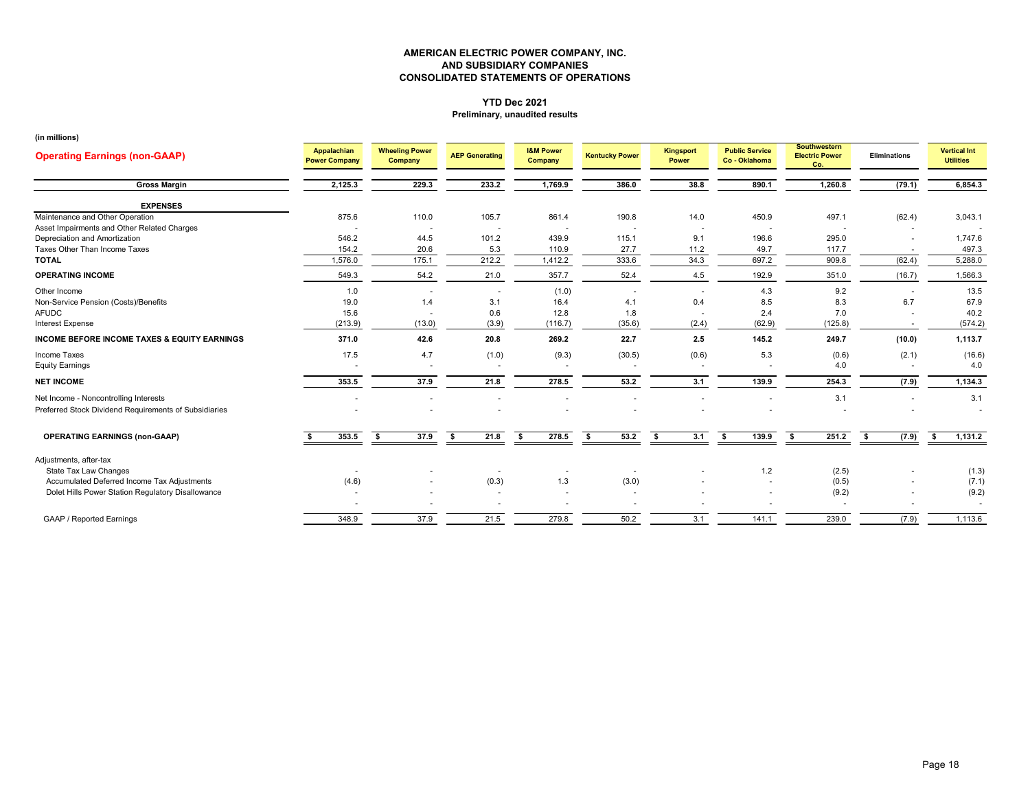**AMERICAN ELECTRIC POWER COMPANY, INC.**
**AND SUBSIDIARY COMPANIES**
**CONSOLIDATED STATEMENTS OF OPERATIONS**

**YTD Dec 2021**
**Preliminary, unaudited results**

**(in millions)**

| **Operating Earnings (non-GAAP)** | Appalachian Power Company | Wheeling Power Company | AEP Generating | I&M Power Company | Kentucky Power | Kingsport Power | Public Service Co - Oklahoma | Southwestern Electric Power Co. | Eliminations | Vertical Int Utilities |
|---|---|---|---|---|---|---|---|---|---|---|
| **Gross Margin** | **2,125.3** | **229.3** | **233.2** | **1,769.9** | **386.0** | **38.8** | **890.1** | **1,260.8** | **(79.1)** | **6,854.3** |
| **EXPENSES** | | | | | | | | | | |
| Maintenance and Other Operation | 875.6 | 110.0 | 105.7 | 861.4 | 190.8 | 14.0 | 450.9 | 497.1 | (62.4) | 3,043.1 |
| Asset Impairments and Other Related Charges | - | - | - | - | - | - | - | - | - | - |
| Depreciation and Amortization | 546.2 | 44.5 | 101.2 | 439.9 | 115.1 | 9.1 | 196.6 | 295.0 | - | 1,747.6 |
| Taxes Other Than Income Taxes | 154.2 | 20.6 | 5.3 | 110.9 | 27.7 | 11.2 | 49.7 | 117.7 | - | 497.3 |
| **TOTAL** | 1,576.0 | 175.1 | 212.2 | 1,412.2 | 333.6 | 34.3 | 697.2 | 909.8 | (62.4) | 5,288.0 |
| **OPERATING INCOME** | 549.3 | 54.2 | 21.0 | 357.7 | 52.4 | 4.5 | 192.9 | 351.0 | (16.7) | 1,566.3 |
| Other Income | 1.0 | - | - | (1.0) | - | - | 4.3 | 9.2 | - | 13.5 |
| Non-Service Pension (Costs)/Benefits | 19.0 | 1.4 | 3.1 | 16.4 | 4.1 | 0.4 | 8.5 | 8.3 | 6.7 | 67.9 |
| AFUDC | 15.6 | - | 0.6 | 12.8 | 1.8 | - | 2.4 | 7.0 | - | 40.2 |
| Interest Expense | (213.9) | (13.0) | (3.9) | (116.7) | (35.6) | (2.4) | (62.9) | (125.8) | - | (574.2) |
| **INCOME BEFORE INCOME TAXES & EQUITY EARNINGS** | **371.0** | **42.6** | **20.8** | **269.2** | **22.7** | **2.5** | **145.2** | **249.7** | **(10.0)** | **1,113.7** |
| Income Taxes | 17.5 | 4.7 | (1.0) | (9.3) | (30.5) | (0.6) | 5.3 | (0.6) | (2.1) | (16.6) |
| Equity Earnings | - | - | - | - | - | - | - | 4.0 | - | 4.0 |
| **NET INCOME** | **353.5** | **37.9** | **21.8** | **278.5** | **53.2** | **3.1** | **139.9** | **254.3** | **(7.9)** | **1,134.3** |
| Net Income - Noncontrolling Interests | - | - | - | - | - | - | - | 3.1 | - | 3.1 |
| Preferred Stock Dividend Requirements of Subsidiaries | - | - | - | - | - | - | - | - | - | - |
| **OPERATING EARNINGS (non-GAAP)** | **$ 353.5** | **$ 37.9** | **$ 21.8** | **$ 278.5** | **$ 53.2** | **$ 3.1** | **$ 139.9** | **$ 251.2** | **$ (7.9)** | **$ 1,131.2** |
| Adjustments, after-tax | | | | | | | | | | |
| State Tax Law Changes | - | - | - | - | - | - | 1.2 | (2.5) | - | (1.3) |
| Accumulated Deferred Income Tax Adjustments | (4.6) | - | (0.3) | 1.3 | (3.0) | - | - | (0.5) | - | (7.1) |
| Dolet Hills Power Station Regulatory Disallowance | - | - | - | - | - | - | - | (9.2) | - | (9.2) |
| | - | - | - | - | - | - | - | - | - | - |
| GAAP / Reported Earnings | 348.9 | 37.9 | 21.5 | 279.8 | 50.2 | 3.1 | 141.1 | 239.0 | (7.9) | 1,113.6 |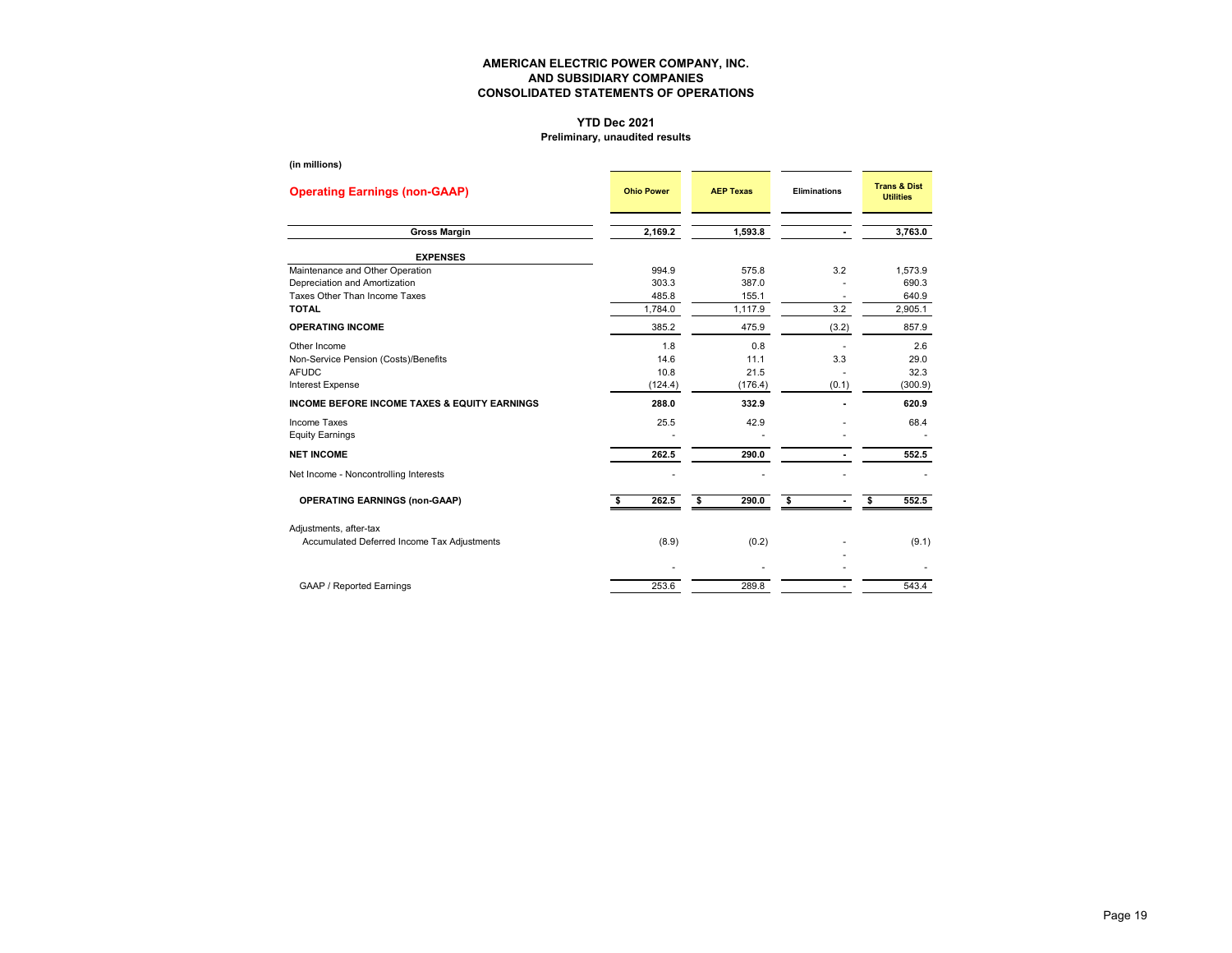# AMERICAN ELECTRIC POWER COMPANY, INC.
## AND SUBSIDIARY COMPANIES
## CONSOLIDATED STATEMENTS OF OPERATIONS

**YTD Dec 2021**
**Preliminary, unaudited results**

**(in millions)**

| **Operating Earnings (non-GAAP)** | **Ohio Power** | **AEP Texas** | **Eliminations** | **Trans & Dist Utilities** |
|---|---|---|---|---|
| **Gross Margin** | **2,169.2** | **1,593.8** | **-** | **3,763.0** |
| **EXPENSES** | | | | |
| Maintenance and Other Operation | 994.9 | 575.8 | 3.2 | 1,573.9 |
| Depreciation and Amortization | 303.3 | 387.0 | - | 690.3 |
| Taxes Other Than Income Taxes | 485.8 | 155.1 | - | 640.9 |
| **TOTAL** | 1,784.0 | 1,117.9 | 3.2 | 2,905.1 |
| **OPERATING INCOME** | 385.2 | 475.9 | (3.2) | 857.9 |
| Other Income | 1.8 | 0.8 | - | 2.6 |
| Non-Service Pension (Costs)/Benefits | 14.6 | 11.1 | 3.3 | 29.0 |
| AFUDC | 10.8 | 21.5 | - | 32.3 |
| Interest Expense | (124.4) | (176.4) | (0.1) | (300.9) |
| **INCOME BEFORE INCOME TAXES & EQUITY EARNINGS** | **288.0** | **332.9** | **-** | **620.9** |
| Income Taxes | 25.5 | 42.9 | - | 68.4 |
| Equity Earnings | - | - | - | - |
| **NET INCOME** | **262.5** | **290.0** | **-** | **552.5** |
| Net Income - Noncontrolling Interests | - | - | - | - |
| **OPERATING EARNINGS (non-GAAP)** | **$ 262.5** | **$ 290.0** | **$ -** | **$ 552.5** |
| Adjustments, after-tax | | | | |
| Accumulated Deferred Income Tax Adjustments | (8.9) | (0.2) | - | (9.1) |
| | | | - | |
| | - | - | - | - |
| GAAP / Reported Earnings | 253.6 | 289.8 | - | 543.4 |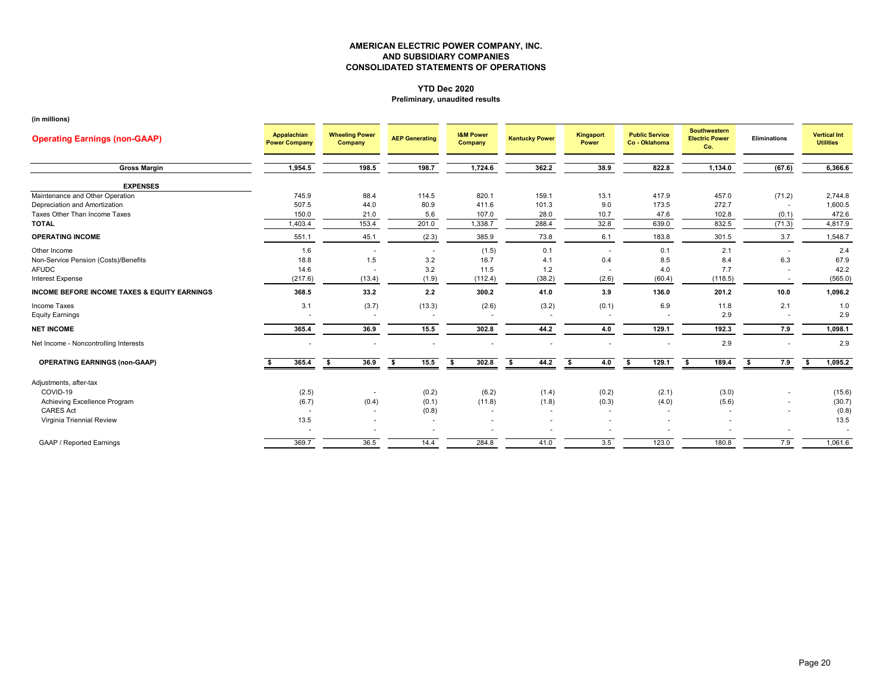**AMERICAN ELECTRIC POWER COMPANY, INC.**
**AND SUBSIDIARY COMPANIES**
**CONSOLIDATED STATEMENTS OF OPERATIONS**

**YTD Dec 2020**
**Preliminary, unaudited results**

**(in millions)**

| **Operating Earnings (non-GAAP)** | Appalachian Power Company | Wheeling Power Company | AEP Generating | I&M Power Company | Kentucky Power | Kingsport Power | Public Service Co - Oklahoma | Southwestern Electric Power Co. | Eliminations | Vertical Int Utilities |
|---|---|---|---|---|---|---|---|---|---|---|
| **Gross Margin** | **1,954.5** | **198.5** | **198.7** | **1,724.6** | **362.2** | **38.9** | **822.8** | **1,134.0** | **(67.6)** | **6,366.6** |
| **EXPENSES** | | | | | | | | | | |
| Maintenance and Other Operation | 745.9 | 88.4 | 114.5 | 820.1 | 159.1 | 13.1 | 417.9 | 457.0 | (71.2) | 2,744.8 |
| Depreciation and Amortization | 507.5 | 44.0 | 80.9 | 411.6 | 101.3 | 9.0 | 173.5 | 272.7 | - | 1,600.5 |
| Taxes Other Than Income Taxes | 150.0 | 21.0 | 5.6 | 107.0 | 28.0 | 10.7 | 47.6 | 102.8 | (0.1) | 472.6 |
| **TOTAL** | 1,403.4 | 153.4 | 201.0 | 1,338.7 | 288.4 | 32.8 | 639.0 | 832.5 | (71.3) | 4,817.9 |
| **OPERATING INCOME** | 551.1 | 45.1 | (2.3) | 385.9 | 73.8 | 6.1 | 183.8 | 301.5 | 3.7 | 1,548.7 |
| Other Income | 1.6 | - | - | (1.5) | 0.1 | - | 0.1 | 2.1 | - | 2.4 |
| Non-Service Pension (Costs)/Benefits | 18.8 | 1.5 | 3.2 | 16.7 | 4.1 | 0.4 | 8.5 | 8.4 | 6.3 | 67.9 |
| AFUDC | 14.6 | - | 3.2 | 11.5 | 1.2 | - | 4.0 | 7.7 | - | 42.2 |
| Interest Expense | (217.6) | (13.4) | (1.9) | (112.4) | (38.2) | (2.6) | (60.4) | (118.5) | - | (565.0) |
| **INCOME BEFORE INCOME TAXES & EQUITY EARNINGS** | **368.5** | **33.2** | **2.2** | **300.2** | **41.0** | **3.9** | **136.0** | **201.2** | **10.0** | **1,096.2** |
| Income Taxes | 3.1 | (3.7) | (13.3) | (2.6) | (3.2) | (0.1) | 6.9 | 11.8 | 2.1 | 1.0 |
| Equity Earnings | - | - | - | - | - | - | - | 2.9 | - | 2.9 |
| **NET INCOME** | **365.4** | **36.9** | **15.5** | **302.8** | **44.2** | **4.0** | **129.1** | **192.3** | **7.9** | **1,098.1** |
| Net Income - Noncontrolling Interests | - | - | - | - | - | - | - | 2.9 | - | 2.9 |
| **OPERATING EARNINGS (non-GAAP)** | **$ 365.4** | **$ 36.9** | **$ 15.5** | **$ 302.8** | **$ 44.2** | **$ 4.0** | **$ 129.1** | **$ 189.4** | **$ 7.9** | **$ 1,095.2** |
| Adjustments, after-tax | | | | | | | | | | |
| COVID-19 | (2.5) | - | (0.2) | (6.2) | (1.4) | (0.2) | (2.1) | (3.0) | - | (15.6) |
| Achieving Excellence Program | (6.7) | (0.4) | (0.1) | (11.8) | (1.8) | (0.3) | (4.0) | (5.6) | - | (30.7) |
| CARES Act | - | - | (0.8) | - | - | - | - | - | - | (0.8) |
| Virginia Triennial Review | 13.5 | - | - | - | - | - | - | - | | 13.5 |
| | - | - | - | - | - | - | - | - | - | - |
| GAAP / Reported Earnings | 369.7 | 36.5 | 14.4 | 284.8 | 41.0 | 3.5 | 123.0 | 180.8 | 7.9 | 1,061.6 |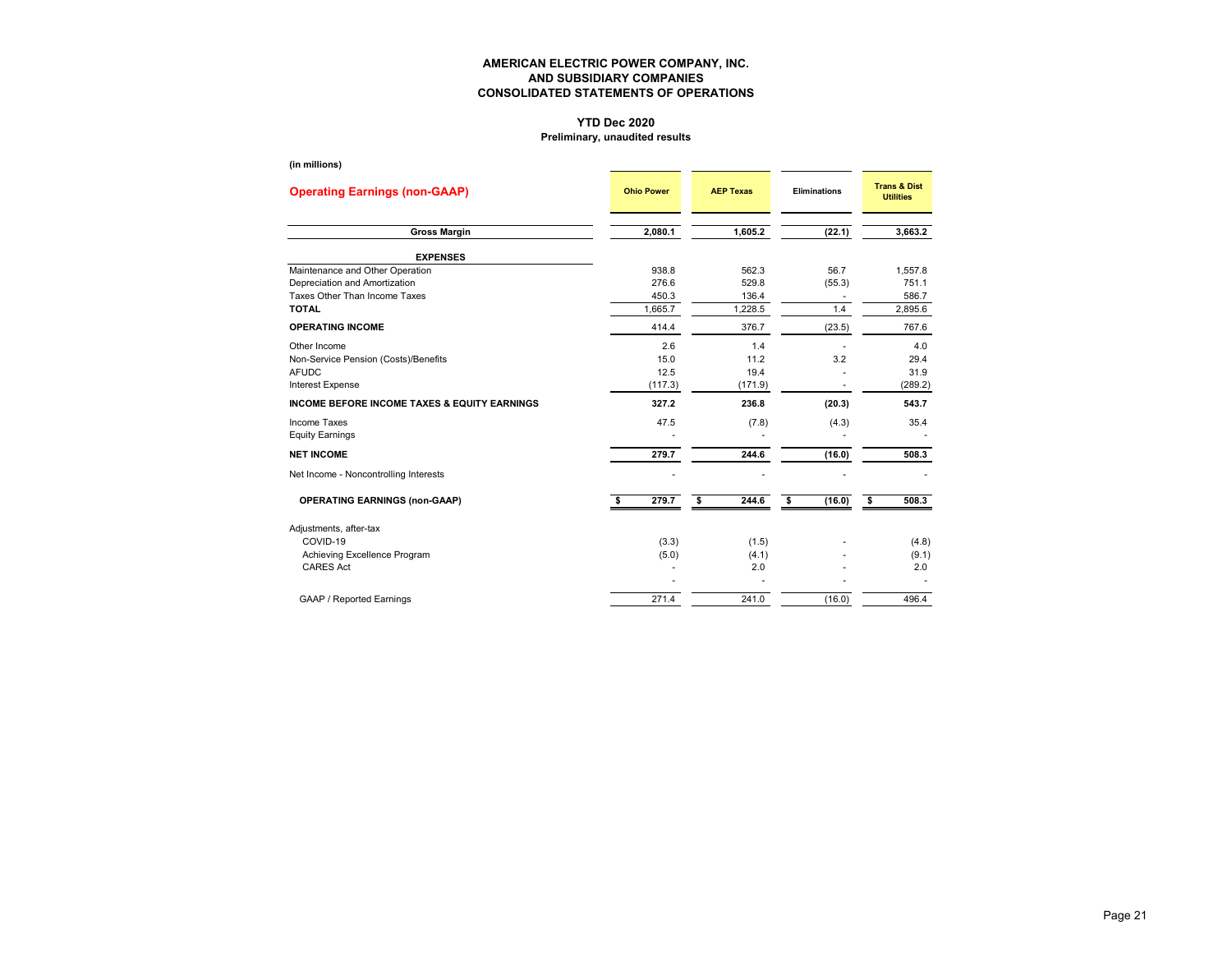# AMERICAN ELECTRIC POWER COMPANY, INC.
## AND SUBSIDIARY COMPANIES
## CONSOLIDATED STATEMENTS OF OPERATIONS

**YTD Dec 2020**
**Preliminary, unaudited results**

**(in millions)**

| **Operating Earnings (non-GAAP)** | **Ohio Power** | **AEP Texas** | **Eliminations** | **Trans & Dist Utilities** |
|---|---|---|---|---|
| **Gross Margin** | **2,080.1** | **1,605.2** | **(22.1)** | **3,663.2** |
| **EXPENSES** | | | | |
| Maintenance and Other Operation | 938.8 | 562.3 | 56.7 | 1,557.8 |
| Depreciation and Amortization | 276.6 | 529.8 | (55.3) | 751.1 |
| Taxes Other Than Income Taxes | 450.3 | 136.4 | - | 586.7 |
| **TOTAL** | 1,665.7 | 1,228.5 | 1.4 | 2,895.6 |
| **OPERATING INCOME** | 414.4 | 376.7 | (23.5) | 767.6 |
| Other Income | 2.6 | 1.4 | - | 4.0 |
| Non-Service Pension (Costs)/Benefits | 15.0 | 11.2 | 3.2 | 29.4 |
| AFUDC | 12.5 | 19.4 | - | 31.9 |
| Interest Expense | (117.3) | (171.9) | - | (289.2) |
| **INCOME BEFORE INCOME TAXES & EQUITY EARNINGS** | **327.2** | **236.8** | **(20.3)** | **543.7** |
| Income Taxes | 47.5 | (7.8) | (4.3) | 35.4 |
| Equity Earnings | - | - | - | - |
| **NET INCOME** | **279.7** | **244.6** | **(16.0)** | **508.3** |
| Net Income - Noncontrolling Interests | - | - | - | - |
| **OPERATING EARNINGS (non-GAAP)** | **$ 279.7** | **$ 244.6** | **$ (16.0)** | **$ 508.3** |
| Adjustments, after-tax | | | | |
| COVID-19 | (3.3) | (1.5) | - | (4.8) |
| Achieving Excellence Program | (5.0) | (4.1) | - | (9.1) |
| CARES Act | - | 2.0 | - | 2.0 |
| | - | - | - | - |
| GAAP / Reported Earnings | 271.4 | 241.0 | (16.0) | 496.4 |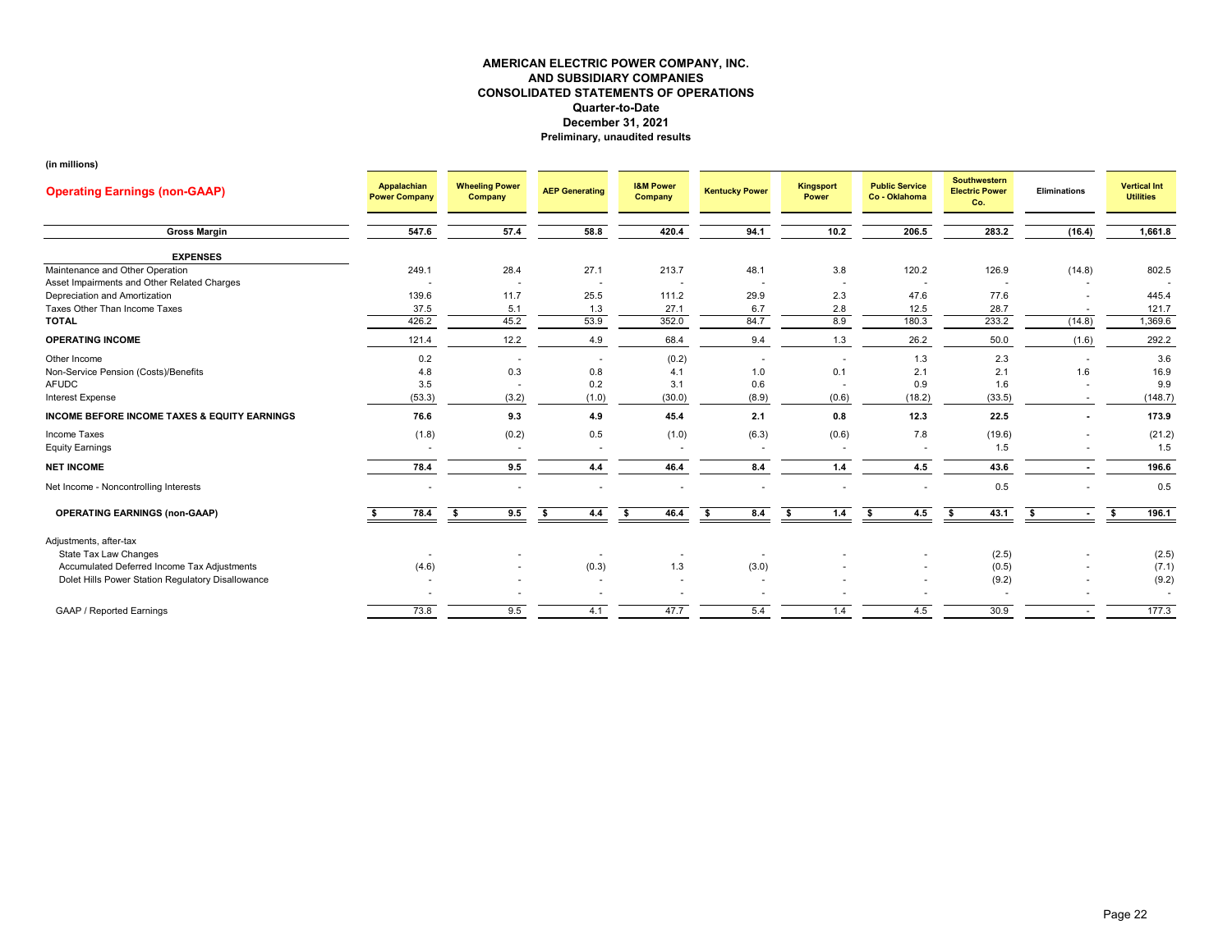**AMERICAN ELECTRIC POWER COMPANY, INC.**
**AND SUBSIDIARY COMPANIES**
**CONSOLIDATED STATEMENTS OF OPERATIONS**
**Quarter-to-Date**
**December 31, 2021**
**Preliminary, unaudited results**

**(in millions)**

| Operating Earnings (non-GAAP) | Appalachian Power Company | Wheeling Power Company | AEP Generating | I&M Power Company | Kentucky Power | Kingsport Power | Public Service Co - Oklahoma | Southwestern Electric Power Co. | Eliminations | Vertical Int Utilities |
|---|---|---|---|---|---|---|---|---|---|---|
| **Gross Margin** | **547.6** | **57.4** | **58.8** | **420.4** | **94.1** | **10.2** | **206.5** | **283.2** | **(16.4)** | **1,661.8** |
| **EXPENSES** | | | | | | | | | | |
| Maintenance and Other Operation | 249.1 | 28.4 | 27.1 | 213.7 | 48.1 | 3.8 | 120.2 | 126.9 | (14.8) | 802.5 |
| Asset Impairments and Other Related Charges | - | - | - | - | - | - | - | - | - | - |
| Depreciation and Amortization | 139.6 | 11.7 | 25.5 | 111.2 | 29.9 | 2.3 | 47.6 | 77.6 | - | 445.4 |
| Taxes Other Than Income Taxes | 37.5 | 5.1 | 1.3 | 27.1 | 6.7 | 2.8 | 12.5 | 28.7 | - | 121.7 |
| **TOTAL** | 426.2 | 45.2 | 53.9 | 352.0 | 84.7 | 8.9 | 180.3 | 233.2 | (14.8) | 1,369.6 |
| **OPERATING INCOME** | 121.4 | 12.2 | 4.9 | 68.4 | 9.4 | 1.3 | 26.2 | 50.0 | (1.6) | 292.2 |
| Other Income | 0.2 | - | - | (0.2) | - | - | 1.3 | 2.3 | - | 3.6 |
| Non-Service Pension (Costs)/Benefits | 4.8 | 0.3 | 0.8 | 4.1 | 1.0 | 0.1 | 2.1 | 2.1 | 1.6 | 16.9 |
| AFUDC | 3.5 | - | 0.2 | 3.1 | 0.6 | - | 0.9 | 1.6 | - | 9.9 |
| Interest Expense | (53.3) | (3.2) | (1.0) | (30.0) | (8.9) | (0.6) | (18.2) | (33.5) | - | (148.7) |
| **INCOME BEFORE INCOME TAXES & EQUITY EARNINGS** | **76.6** | **9.3** | **4.9** | **45.4** | **2.1** | **0.8** | **12.3** | **22.5** | **-** | **173.9** |
| Income Taxes | (1.8) | (0.2) | 0.5 | (1.0) | (6.3) | (0.6) | 7.8 | (19.6) | - | (21.2) |
| Equity Earnings | - | - | - | - | - | - | - | 1.5 | - | 1.5 |
| **NET INCOME** | **78.4** | **9.5** | **4.4** | **46.4** | **8.4** | **1.4** | **4.5** | **43.6** | **-** | **196.6** |
| Net Income - Noncontrolling Interests | - | - | - | - | - | - | - | 0.5 | - | 0.5 |
| **OPERATING EARNINGS (non-GAAP)** | **$ 78.4** | **$ 9.5** | **$ 4.4** | **$ 46.4** | **$ 8.4** | **$ 1.4** | **$ 4.5** | **$ 43.1** | **$ -** | **$ 196.1** |
| Adjustments, after-tax | | | | | | | | | | |
| State Tax Law Changes | - | - | - | - | - | - | - | (2.5) | - | (2.5) |
| Accumulated Deferred Income Tax Adjustments | (4.6) | - | (0.3) | 1.3 | (3.0) | - | - | (0.5) | - | (7.1) |
| Dolet Hills Power Station Regulatory Disallowance | - | - | - | - | - | - | - | (9.2) | - | (9.2) |
| | - | - | - | - | - | - | - | - | - | - |
| GAAP / Reported Earnings | 73.8 | 9.5 | 4.1 | 47.7 | 5.4 | 1.4 | 4.5 | 30.9 | - | 177.3 |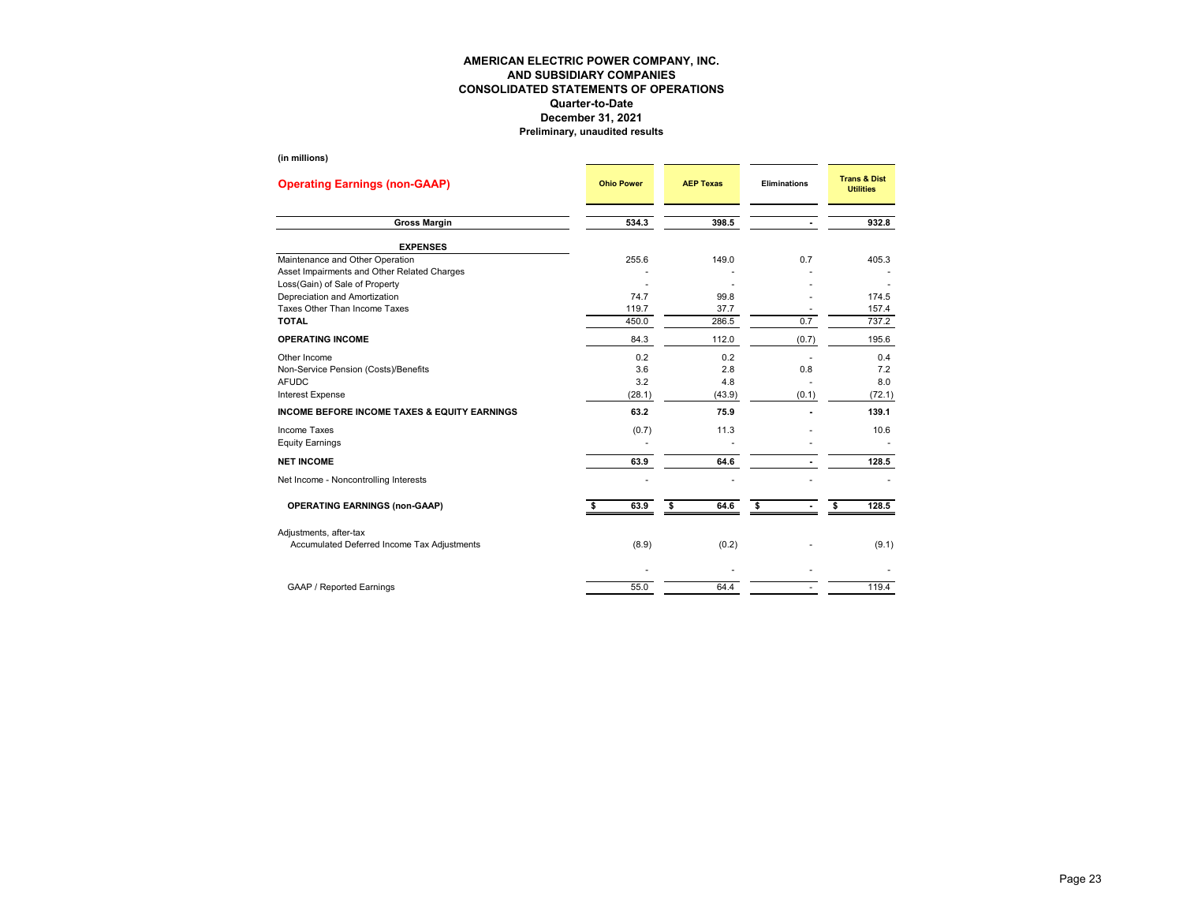# AMERICAN ELECTRIC POWER COMPANY, INC.
## AND SUBSIDIARY COMPANIES
## CONSOLIDATED STATEMENTS OF OPERATIONS
### Quarter-to-Date
### December 31, 2021
### Preliminary, unaudited results

**(in millions)**

| **Operating Earnings (non-GAAP)** | **Ohio Power** | **AEP Texas** | **Eliminations** | **Trans & Dist Utilities** |
|---|---|---|---|---|
| **Gross Margin** | **534.3** | **398.5** | **-** | **932.8** |
| **EXPENSES** | | | | |
| Maintenance and Other Operation | 255.6 | 149.0 | 0.7 | 405.3 |
| Asset Impairments and Other Related Charges | - | - | - | - |
| Loss(Gain) of Sale of Property | - | - | - | - |
| Depreciation and Amortization | 74.7 | 99.8 | - | 174.5 |
| Taxes Other Than Income Taxes | 119.7 | 37.7 | - | 157.4 |
| **TOTAL** | 450.0 | 286.5 | 0.7 | 737.2 |
| **OPERATING INCOME** | 84.3 | 112.0 | (0.7) | 195.6 |
| Other Income | 0.2 | 0.2 | - | 0.4 |
| Non-Service Pension (Costs)/Benefits | 3.6 | 2.8 | 0.8 | 7.2 |
| AFUDC | 3.2 | 4.8 | - | 8.0 |
| Interest Expense | (28.1) | (43.9) | (0.1) | (72.1) |
| **INCOME BEFORE INCOME TAXES & EQUITY EARNINGS** | **63.2** | **75.9** | **-** | **139.1** |
| Income Taxes | (0.7) | 11.3 | - | 10.6 |
| Equity Earnings | - | - | - | - |
| **NET INCOME** | **63.9** | **64.6** | **-** | **128.5** |
| Net Income - Noncontrolling Interests | - | - | - | - |
| **OPERATING EARNINGS (non-GAAP)** | **$ 63.9** | **$ 64.6** | **$ -** | **$ 128.5** |
| Adjustments, after-tax | | | | |
| Accumulated Deferred Income Tax Adjustments | (8.9) | (0.2) | - | (9.1) |
| | - | - | - | - |
| GAAP / Reported Earnings | 55.0 | 64.4 | - | 119.4 |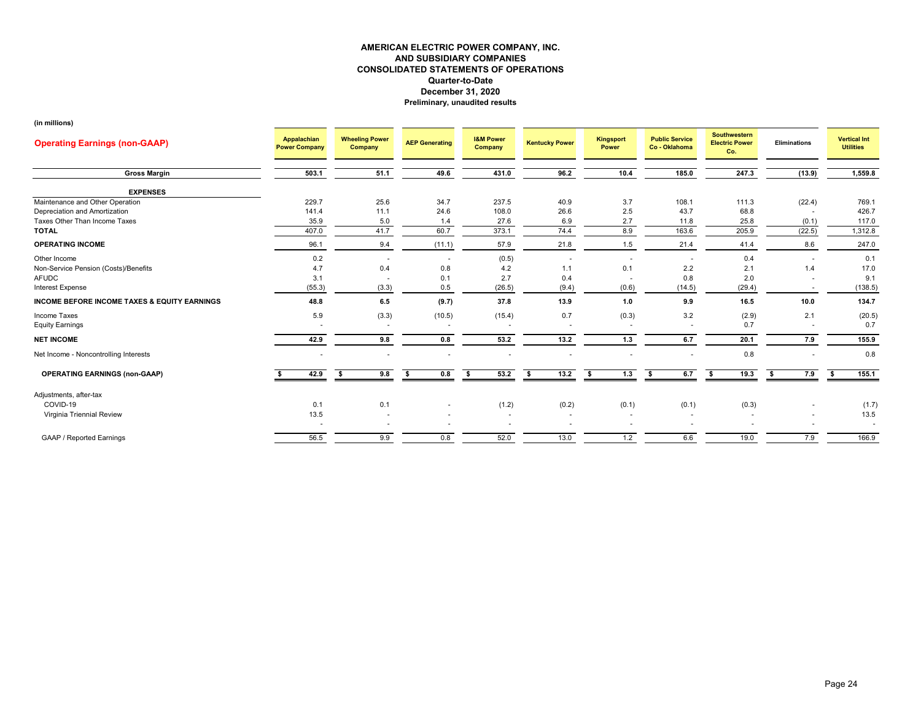# AMERICAN ELECTRIC POWER COMPANY, INC.
## AND SUBSIDIARY COMPANIES
## CONSOLIDATED STATEMENTS OF OPERATIONS
### Quarter-to-Date
### December 31, 2020
### Preliminary, unaudited results

(in millions)

| Operating Earnings (non-GAAP) | Appalachian Power Company | Wheeling Power Company | AEP Generating | I&M Power Company | Kentucky Power | Kingsport Power | Public Service Co - Oklahoma | Southwestern Electric Power Co. | Eliminations | Vertical Int Utilities |
|---|---|---|---|---|---|---|---|---|---|---|
| **Gross Margin** | 503.1 | 51.1 | 49.6 | 431.0 | 96.2 | 10.4 | 185.0 | 247.3 | (13.9) | 1,559.8 |
| **EXPENSES** | | | | | | | | | | |
| Maintenance and Other Operation | 229.7 | 25.6 | 34.7 | 237.5 | 40.9 | 3.7 | 108.1 | 111.3 | (22.4) | 769.1 |
| Depreciation and Amortization | 141.4 | 11.1 | 24.6 | 108.0 | 26.6 | 2.5 | 43.7 | 68.8 | - | 426.7 |
| Taxes Other Than Income Taxes | 35.9 | 5.0 | 1.4 | 27.6 | 6.9 | 2.7 | 11.8 | 25.8 | (0.1) | 117.0 |
| **TOTAL** | 407.0 | 41.7 | 60.7 | 373.1 | 74.4 | 8.9 | 163.6 | 205.9 | (22.5) | 1,312.8 |
| **OPERATING INCOME** | 96.1 | 9.4 | (11.1) | 57.9 | 21.8 | 1.5 | 21.4 | 41.4 | 8.6 | 247.0 |
| Other Income | 0.2 | - | - | (0.5) | - | - | - | 0.4 | - | 0.1 |
| Non-Service Pension (Costs)/Benefits | 4.7 | 0.4 | 0.8 | 4.2 | 1.1 | 0.1 | 2.2 | 2.1 | 1.4 | 17.0 |
| AFUDC | 3.1 | - | 0.1 | 2.7 | 0.4 | - | 0.8 | 2.0 | - | 9.1 |
| Interest Expense | (55.3) | (3.3) | 0.5 | (26.5) | (9.4) | (0.6) | (14.5) | (29.4) | - | (138.5) |
| **INCOME BEFORE INCOME TAXES & EQUITY EARNINGS** | 48.8 | 6.5 | (9.7) | 37.8 | 13.9 | 1.0 | 9.9 | 16.5 | 10.0 | 134.7 |
| Income Taxes | 5.9 | (3.3) | (10.5) | (15.4) | 0.7 | (0.3) | 3.2 | (2.9) | 2.1 | (20.5) |
| Equity Earnings | - | - | - | - | - | - | - | 0.7 | - | 0.7 |
| **NET INCOME** | 42.9 | 9.8 | 0.8 | 53.2 | 13.2 | 1.3 | 6.7 | 20.1 | 7.9 | 155.9 |
| Net Income - Noncontrolling Interests | - | - | - | - | - | - | - | 0.8 | - | 0.8 |
| **OPERATING EARNINGS (non-GAAP)** | $ 42.9 | $ 9.8 | $ 0.8 | $ 53.2 | $ 13.2 | $ 1.3 | $ 6.7 | $ 19.3 | $ 7.9 | $ 155.1 |
| Adjustments, after-tax | | | | | | | | | | |
| COVID-19 | 0.1 | 0.1 | - | (1.2) | (0.2) | (0.1) | (0.1) | (0.3) | - | (1.7) |
| Virginia Triennial Review | 13.5 | - | - | - | - | - | - | - | - | 13.5 |
| | - | - | - | - | - | - | - | - | - | - |
| GAAP / Reported Earnings | 56.5 | 9.9 | 0.8 | 52.0 | 13.0 | 1.2 | 6.6 | 19.0 | 7.9 | 166.9 |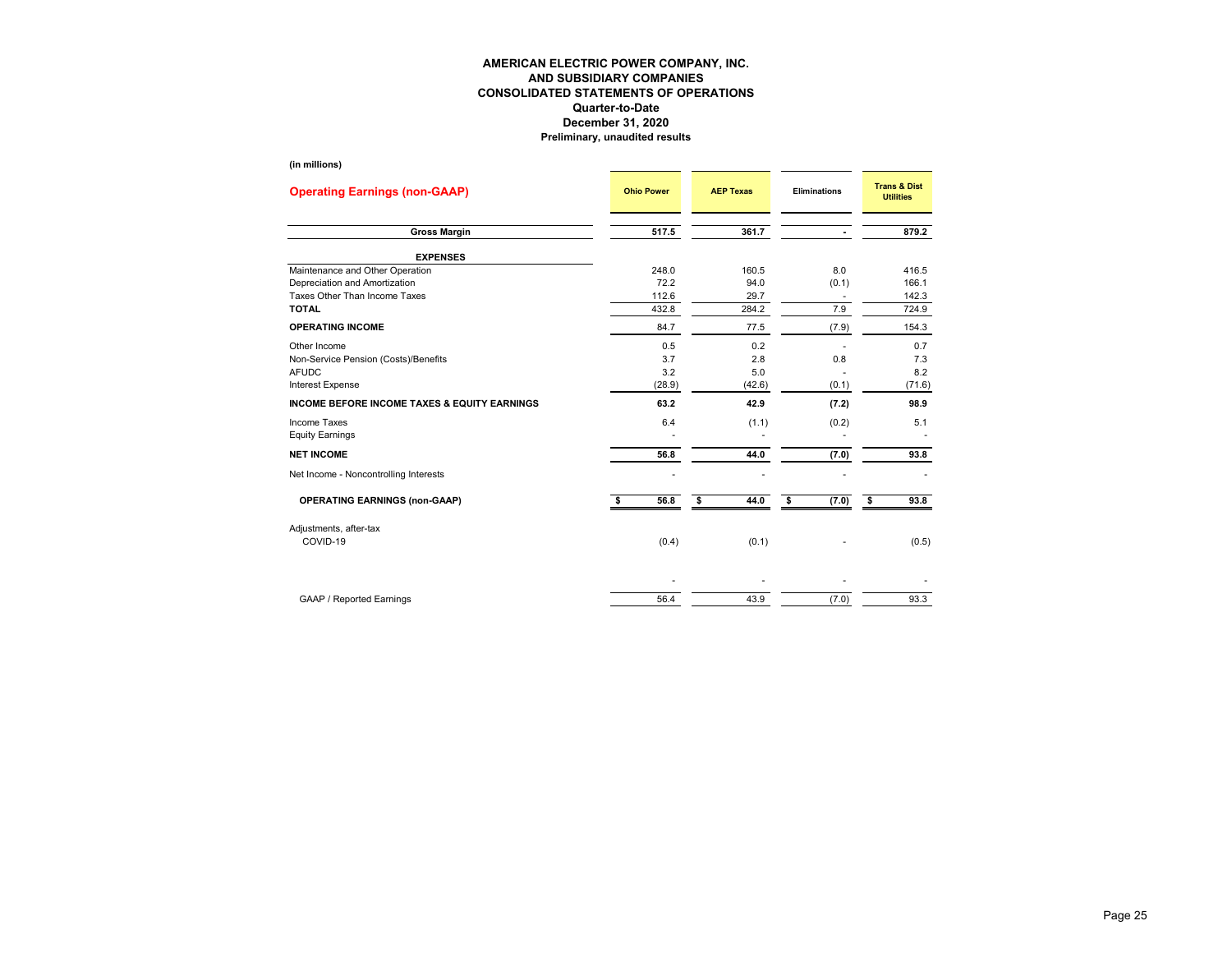**AMERICAN ELECTRIC POWER COMPANY, INC.**
**AND SUBSIDIARY COMPANIES**
**CONSOLIDATED STATEMENTS OF OPERATIONS**
**Quarter-to-Date**
**December 31, 2020**
**Preliminary, unaudited results**

**(in millions)**

| Operating Earnings (non-GAAP) | Ohio Power | AEP Texas | Eliminations | Trans & Dist Utilities |
|---|---|---|---|---|
| **Gross Margin** | **517.5** | **361.7** | **-** | **879.2** |
| **EXPENSES** | | | | |
| Maintenance and Other Operation | 248.0 | 160.5 | 8.0 | 416.5 |
| Depreciation and Amortization | 72.2 | 94.0 | (0.1) | 166.1 |
| Taxes Other Than Income Taxes | 112.6 | 29.7 | - | 142.3 |
| **TOTAL** | 432.8 | 284.2 | 7.9 | 724.9 |
| **OPERATING INCOME** | 84.7 | 77.5 | (7.9) | 154.3 |
| Other Income | 0.5 | 0.2 | - | 0.7 |
| Non-Service Pension (Costs)/Benefits | 3.7 | 2.8 | 0.8 | 7.3 |
| AFUDC | 3.2 | 5.0 | - | 8.2 |
| Interest Expense | (28.9) | (42.6) | (0.1) | (71.6) |
| **INCOME BEFORE INCOME TAXES & EQUITY EARNINGS** | **63.2** | **42.9** | **(7.2)** | **98.9** |
| Income Taxes | 6.4 | (1.1) | (0.2) | 5.1 |
| Equity Earnings | - | - | - | - |
| **NET INCOME** | **56.8** | **44.0** | **(7.0)** | **93.8** |
| Net Income - Noncontrolling Interests | - | - | - | - |
| **OPERATING EARNINGS (non-GAAP)** | **$ 56.8** | **$ 44.0** | **$ (7.0)** | **$ 93.8** |
| Adjustments, after-tax | | | | |
| COVID-19 | (0.4) | (0.1) | - | (0.5) |
| | - | - | - | - |
| GAAP / Reported Earnings | 56.4 | 43.9 | (7.0) | 93.3 |